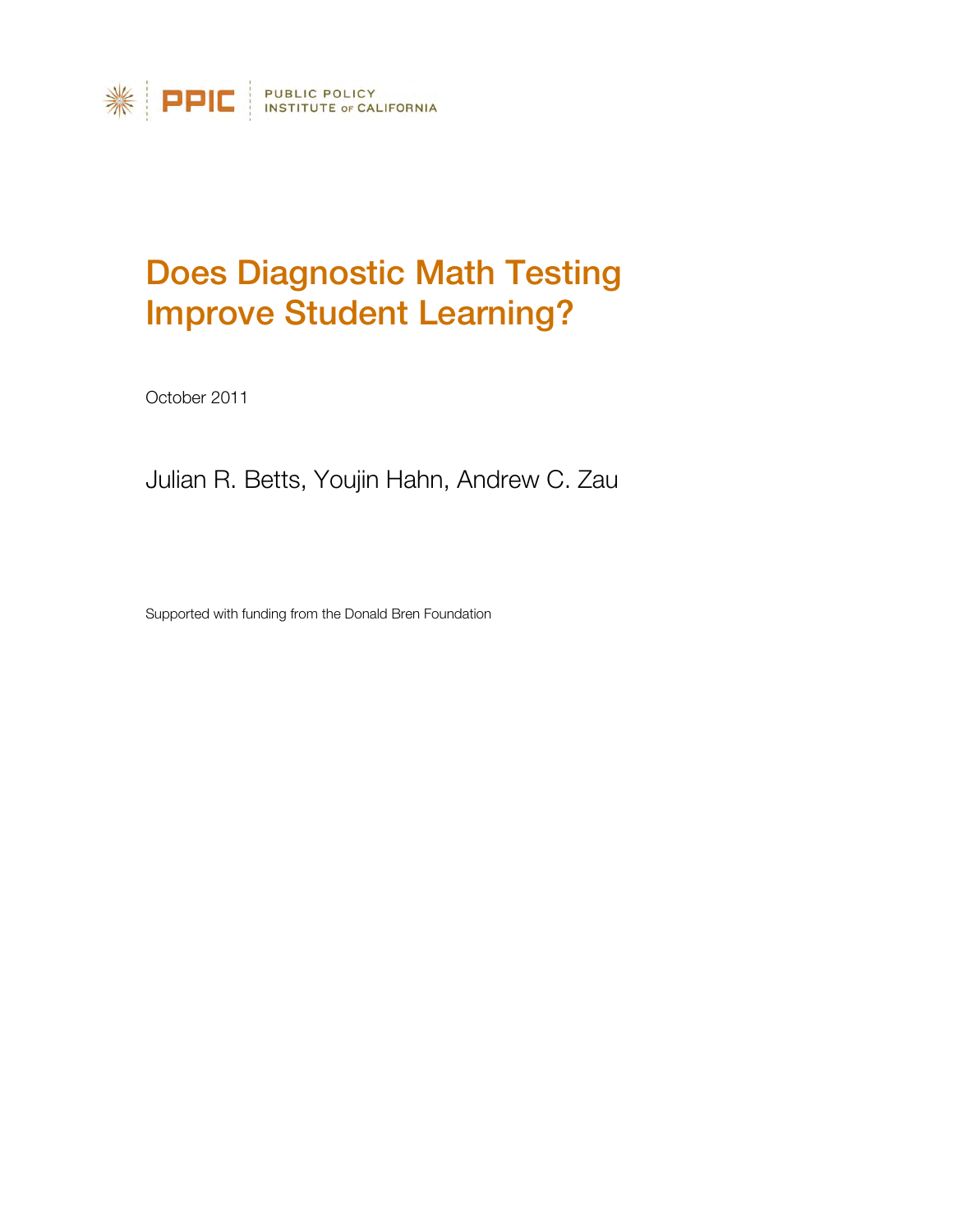PPIC | PUBLIC POLICY INSTITUTE OF CALIFORNIA

# Does Diagnostic Math Testing Improve Student Learning?

October 2011

Julian R. Betts, Youjin Hahn, Andrew C. Zau

Supported with funding from the Donald Bren Foundation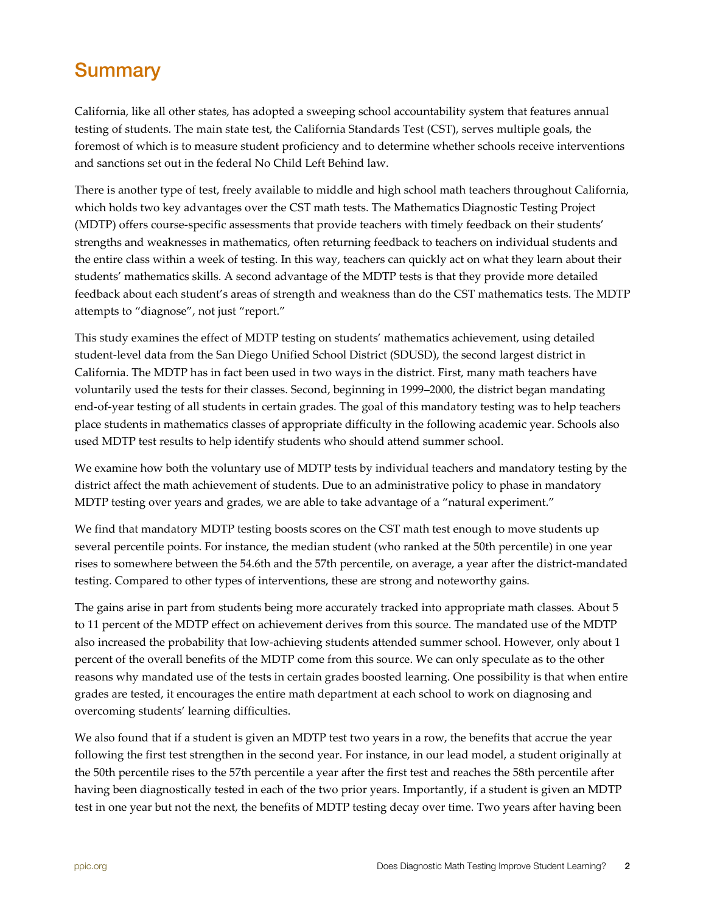## Summary

California, like all other states, has adopted a sweeping school accountability system that features annual testing of students. The main state test, the California Standards Test (CST), serves multiple goals, the foremost of which is to measure student proficiency and to determine whether schools receive interventions and sanctions set out in the federal No Child Left Behind law.

There is another type of test, freely available to middle and high school math teachers throughout California, which holds two key advantages over the CST math tests. The Mathematics Diagnostic Testing Project (MDTP) offers course-specific assessments that provide teachers with timely feedback on their students' strengths and weaknesses in mathematics, often returning feedback to teachers on individual students and the entire class within a week of testing. In this way, teachers can quickly act on what they learn about their students' mathematics skills. A second advantage of the MDTP tests is that they provide more detailed feedback about each student's areas of strength and weakness than do the CST mathematics tests. The MDTP attempts to "diagnose", not just "report."

This study examines the effect of MDTP testing on students' mathematics achievement, using detailed student-level data from the San Diego Unified School District (SDUSD), the second largest district in California. The MDTP has in fact been used in two ways in the district. First, many math teachers have voluntarily used the tests for their classes. Second, beginning in 1999–2000, the district began mandating end-of-year testing of all students in certain grades. The goal of this mandatory testing was to help teachers place students in mathematics classes of appropriate difficulty in the following academic year. Schools also used MDTP test results to help identify students who should attend summer school.

We examine how both the voluntary use of MDTP tests by individual teachers and mandatory testing by the district affect the math achievement of students. Due to an administrative policy to phase in mandatory MDTP testing over years and grades, we are able to take advantage of a "natural experiment."

We find that mandatory MDTP testing boosts scores on the CST math test enough to move students up several percentile points. For instance, the median student (who ranked at the 50th percentile) in one year rises to somewhere between the 54.6th and the 57th percentile, on average, a year after the district-mandated testing. Compared to other types of interventions, these are strong and noteworthy gains.

The gains arise in part from students being more accurately tracked into appropriate math classes. About 5 to 11 percent of the MDTP effect on achievement derives from this source. The mandated use of the MDTP also increased the probability that low-achieving students attended summer school. However, only about 1 percent of the overall benefits of the MDTP come from this source. We can only speculate as to the other reasons why mandated use of the tests in certain grades boosted learning. One possibility is that when entire grades are tested, it encourages the entire math department at each school to work on diagnosing and overcoming students' learning difficulties.

We also found that if a student is given an MDTP test two years in a row, the benefits that accrue the year following the first test strengthen in the second year. For instance, in our lead model, a student originally at the 50th percentile rises to the 57th percentile a year after the first test and reaches the 58th percentile after having been diagnostically tested in each of the two prior years. Importantly, if a student is given an MDTP test in one year but not the next, the benefits of MDTP testing decay over time. Two years after having been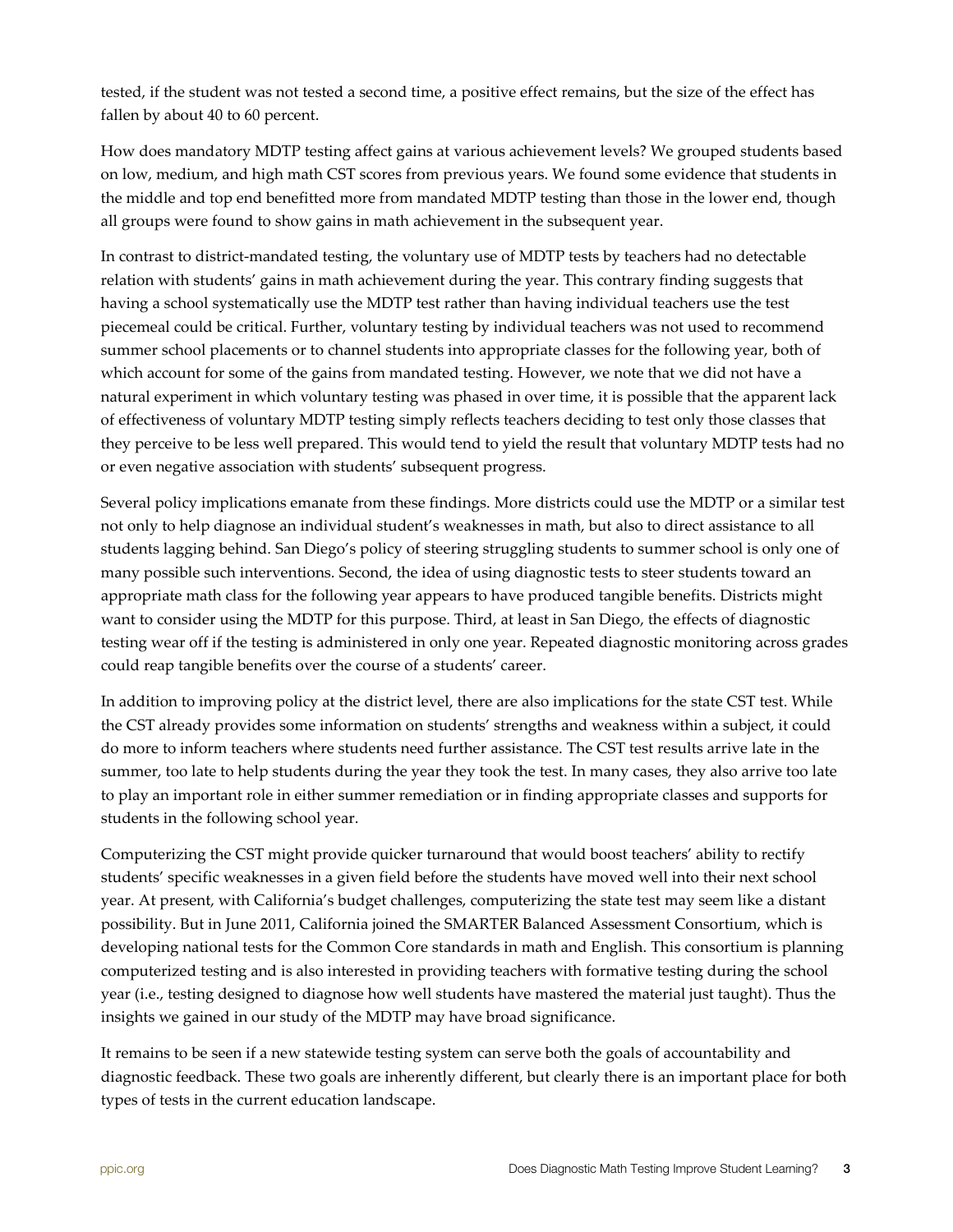tested, if the student was not tested a second time, a positive effect remains, but the size of the effect has fallen by about 40 to 60 percent.

How does mandatory MDTP testing affect gains at various achievement levels? We grouped students based on low, medium, and high math CST scores from previous years. We found some evidence that students in the middle and top end benefitted more from mandated MDTP testing than those in the lower end, though all groups were found to show gains in math achievement in the subsequent year.

In contrast to district-mandated testing, the voluntary use of MDTP tests by teachers had no detectable relation with students' gains in math achievement during the year. This contrary finding suggests that having a school systematically use the MDTP test rather than having individual teachers use the test piecemeal could be critical. Further, voluntary testing by individual teachers was not used to recommend summer school placements or to channel students into appropriate classes for the following year, both of which account for some of the gains from mandated testing. However, we note that we did not have a natural experiment in which voluntary testing was phased in over time, it is possible that the apparent lack of effectiveness of voluntary MDTP testing simply reflects teachers deciding to test only those classes that they perceive to be less well prepared. This would tend to yield the result that voluntary MDTP tests had no or even negative association with students' subsequent progress.

Several policy implications emanate from these findings. More districts could use the MDTP or a similar test not only to help diagnose an individual student's weaknesses in math, but also to direct assistance to all students lagging behind. San Diego's policy of steering struggling students to summer school is only one of many possible such interventions. Second, the idea of using diagnostic tests to steer students toward an appropriate math class for the following year appears to have produced tangible benefits. Districts might want to consider using the MDTP for this purpose. Third, at least in San Diego, the effects of diagnostic testing wear off if the testing is administered in only one year. Repeated diagnostic monitoring across grades could reap tangible benefits over the course of a students' career.

In addition to improving policy at the district level, there are also implications for the state CST test. While the CST already provides some information on students' strengths and weakness within a subject, it could do more to inform teachers where students need further assistance. The CST test results arrive late in the summer, too late to help students during the year they took the test. In many cases, they also arrive too late to play an important role in either summer remediation or in finding appropriate classes and supports for students in the following school year.

Computerizing the CST might provide quicker turnaround that would boost teachers' ability to rectify students' specific weaknesses in a given field before the students have moved well into their next school year. At present, with California's budget challenges, computerizing the state test may seem like a distant possibility. But in June 2011, California joined the SMARTER Balanced Assessment Consortium, which is developing national tests for the Common Core standards in math and English. This consortium is planning computerized testing and is also interested in providing teachers with formative testing during the school year (i.e., testing designed to diagnose how well students have mastered the material just taught). Thus the insights we gained in our study of the MDTP may have broad significance.

It remains to be seen if a new statewide testing system can serve both the goals of accountability and diagnostic feedback. These two goals are inherently different, but clearly there is an important place for both types of tests in the current education landscape.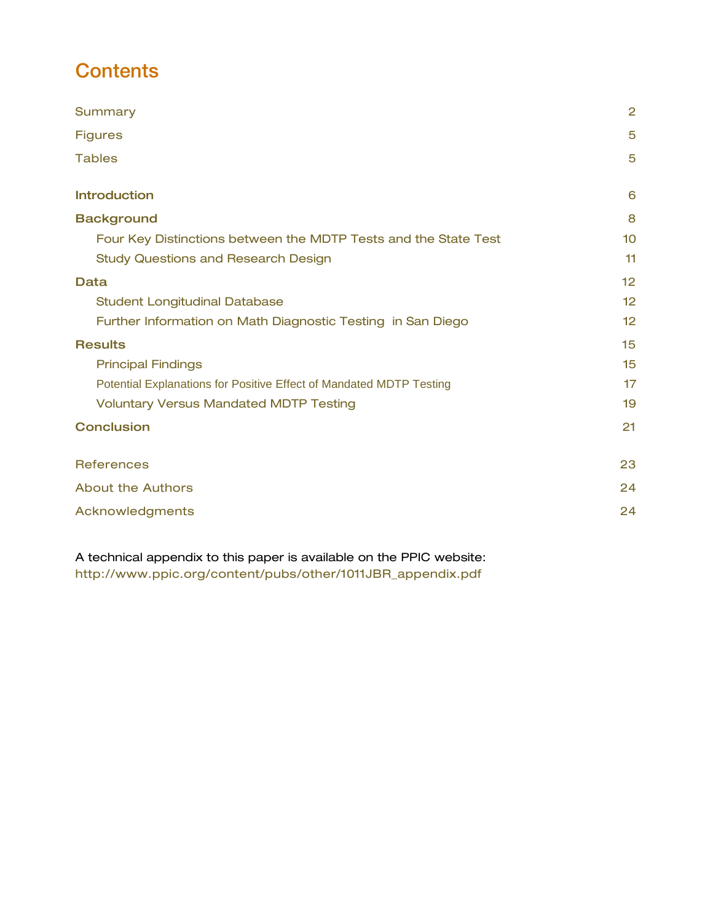# Contents

| | |
|---|---|
| Summary | 2 |
| Figures | 5 |
| Tables | 5 |
| **Introduction** | 6 |
| **Background** | 8 |
| Four Key Distinctions between the MDTP Tests and the State Test | 10 |
| Study Questions and Research Design | 11 |
| **Data** | 12 |
| Student Longitudinal Database | 12 |
| Further Information on Math Diagnostic Testing in San Diego | 12 |
| **Results** | 15 |
| Principal Findings | 15 |
| Potential Explanations for Positive Effect of Mandated MDTP Testing | 17 |
| Voluntary Versus Mandated MDTP Testing | 19 |
| **Conclusion** | 21 |
| References | 23 |
| About the Authors | 24 |
| Acknowledgments | 24 |

A technical appendix to this paper is available on the PPIC website:
http://www.ppic.org/content/pubs/other/1011JBR_appendix.pdf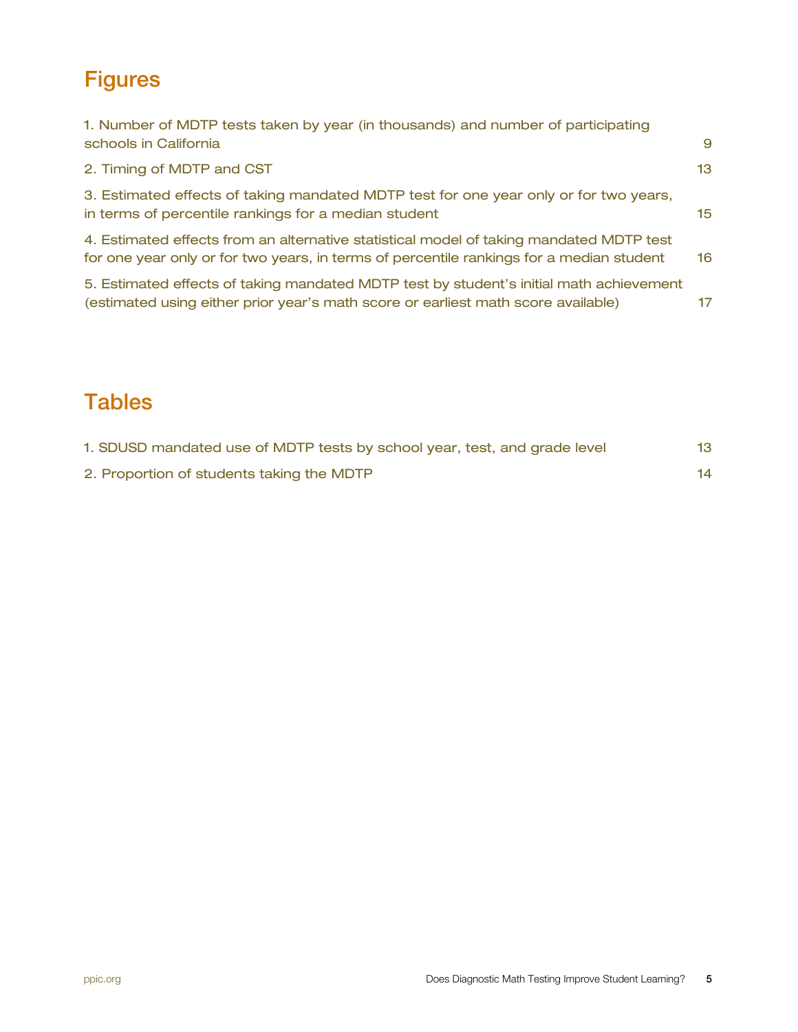# Figures

1. Number of MDTP tests taken by year (in thousands) and number of participating schools in California 9
2. Timing of MDTP and CST 13
3. Estimated effects of taking mandated MDTP test for one year only or for two years, in terms of percentile rankings for a median student 15
4. Estimated effects from an alternative statistical model of taking mandated MDTP test for one year only or for two years, in terms of percentile rankings for a median student 16
5. Estimated effects of taking mandated MDTP test by student's initial math achievement (estimated using either prior year's math score or earliest math score available) 17

# Tables

1. SDUSD mandated use of MDTP tests by school year, test, and grade level 13
2. Proportion of students taking the MDTP 14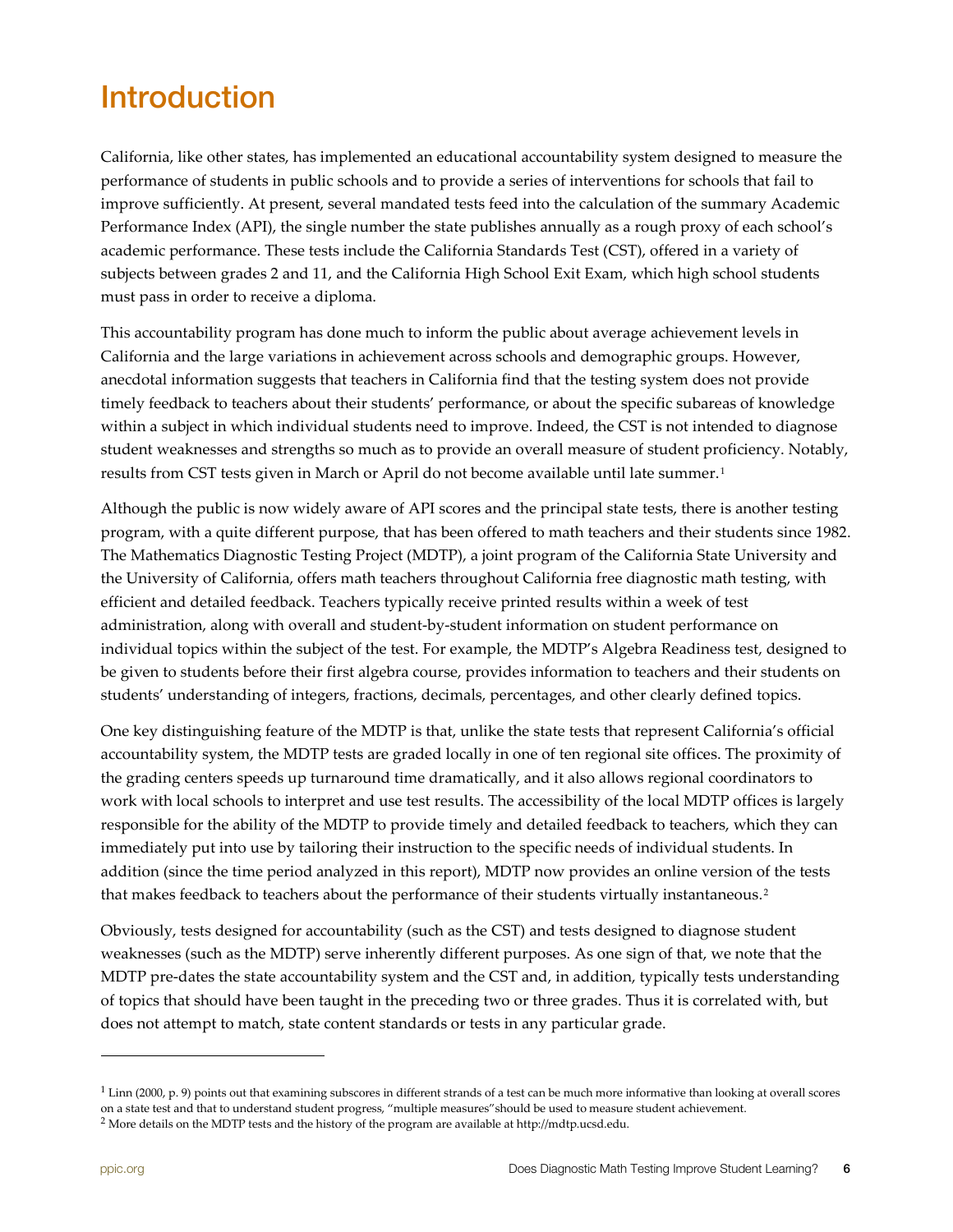# Introduction

California, like other states, has implemented an educational accountability system designed to measure the performance of students in public schools and to provide a series of interventions for schools that fail to improve sufficiently. At present, several mandated tests feed into the calculation of the summary Academic Performance Index (API), the single number the state publishes annually as a rough proxy of each school's academic performance. These tests include the California Standards Test (CST), offered in a variety of subjects between grades 2 and 11, and the California High School Exit Exam, which high school students must pass in order to receive a diploma.

This accountability program has done much to inform the public about average achievement levels in California and the large variations in achievement across schools and demographic groups. However, anecdotal information suggests that teachers in California find that the testing system does not provide timely feedback to teachers about their students' performance, or about the specific subareas of knowledge within a subject in which individual students need to improve. Indeed, the CST is not intended to diagnose student weaknesses and strengths so much as to provide an overall measure of student proficiency. Notably, results from CST tests given in March or April do not become available until late summer.[1]

Although the public is now widely aware of API scores and the principal state tests, there is another testing program, with a quite different purpose, that has been offered to math teachers and their students since 1982. The Mathematics Diagnostic Testing Project (MDTP), a joint program of the California State University and the University of California, offers math teachers throughout California free diagnostic math testing, with efficient and detailed feedback. Teachers typically receive printed results within a week of test administration, along with overall and student-by-student information on student performance on individual topics within the subject of the test. For example, the MDTP's Algebra Readiness test, designed to be given to students before their first algebra course, provides information to teachers and their students on students' understanding of integers, fractions, decimals, percentages, and other clearly defined topics.

One key distinguishing feature of the MDTP is that, unlike the state tests that represent California's official accountability system, the MDTP tests are graded locally in one of ten regional site offices. The proximity of the grading centers speeds up turnaround time dramatically, and it also allows regional coordinators to work with local schools to interpret and use test results. The accessibility of the local MDTP offices is largely responsible for the ability of the MDTP to provide timely and detailed feedback to teachers, which they can immediately put into use by tailoring their instruction to the specific needs of individual students. In addition (since the time period analyzed in this report), MDTP now provides an online version of the tests that makes feedback to teachers about the performance of their students virtually instantaneous.[2]

Obviously, tests designed for accountability (such as the CST) and tests designed to diagnose student weaknesses (such as the MDTP) serve inherently different purposes. As one sign of that, we note that the MDTP pre-dates the state accountability system and the CST and, in addition, typically tests understanding of topics that should have been taught in the preceding two or three grades. Thus it is correlated with, but does not attempt to match, state content standards or tests in any particular grade.

---

[1] Linn (2000, p. 9) points out that examining subscores in different strands of a test can be much more informative than looking at overall scores on a state test and that to understand student progress, "multiple measures"should be used to measure student achievement.

[2] More details on the MDTP tests and the history of the program are available at http://mdtp.ucsd.edu.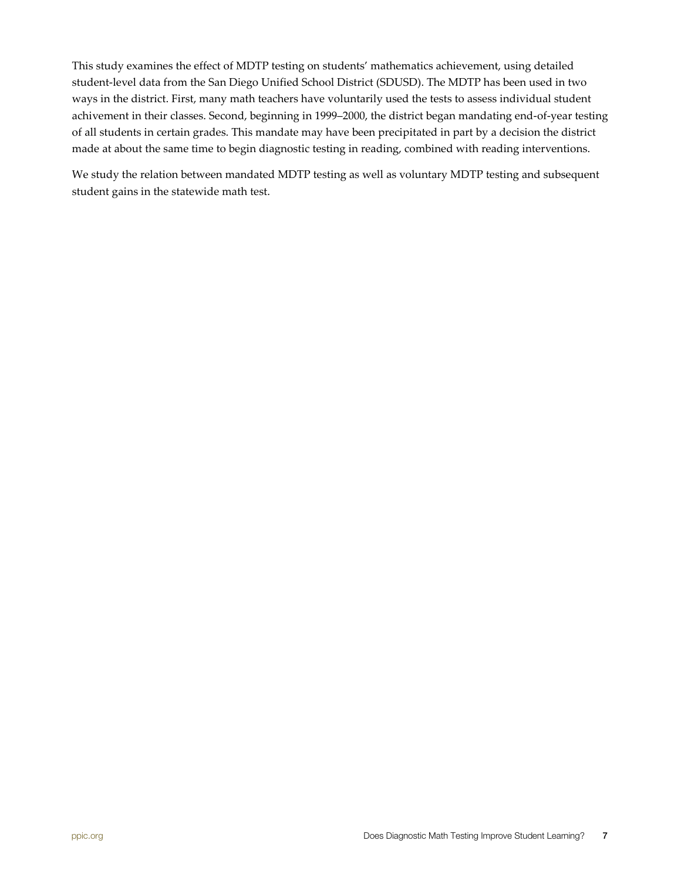This study examines the effect of MDTP testing on students' mathematics achievement, using detailed student-level data from the San Diego Unified School District (SDUSD). The MDTP has been used in two ways in the district. First, many math teachers have voluntarily used the tests to assess individual student achivement in their classes. Second, beginning in 1999–2000, the district began mandating end-of-year testing of all students in certain grades. This mandate may have been precipitated in part by a decision the district made at about the same time to begin diagnostic testing in reading, combined with reading interventions.

We study the relation between mandated MDTP testing as well as voluntary MDTP testing and subsequent student gains in the statewide math test.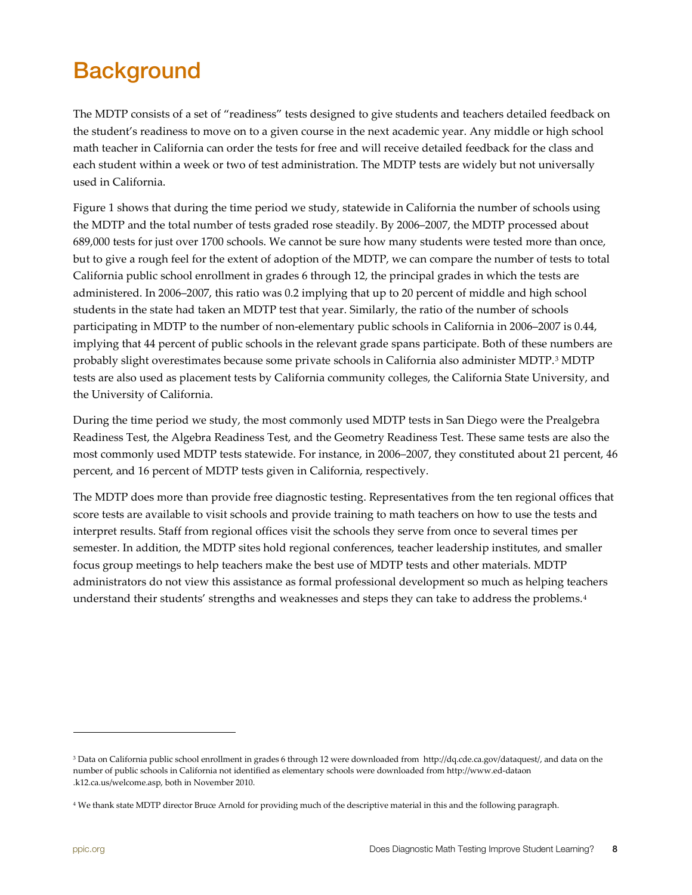# Background

The MDTP consists of a set of "readiness" tests designed to give students and teachers detailed feedback on the student's readiness to move on to a given course in the next academic year. Any middle or high school math teacher in California can order the tests for free and will receive detailed feedback for the class and each student within a week or two of test administration. The MDTP tests are widely but not universally used in California.

Figure 1 shows that during the time period we study, statewide in California the number of schools using the MDTP and the total number of tests graded rose steadily. By 2006–2007, the MDTP processed about 689,000 tests for just over 1700 schools. We cannot be sure how many students were tested more than once, but to give a rough feel for the extent of adoption of the MDTP, we can compare the number of tests to total California public school enrollment in grades 6 through 12, the principal grades in which the tests are administered. In 2006–2007, this ratio was 0.2 implying that up to 20 percent of middle and high school students in the state had taken an MDTP test that year. Similarly, the ratio of the number of schools participating in MDTP to the number of non-elementary public schools in California in 2006–2007 is 0.44, implying that 44 percent of public schools in the relevant grade spans participate. Both of these numbers are probably slight overestimates because some private schools in California also administer MDTP.[3] MDTP tests are also used as placement tests by California community colleges, the California State University, and the University of California.

During the time period we study, the most commonly used MDTP tests in San Diego were the Prealgebra Readiness Test, the Algebra Readiness Test, and the Geometry Readiness Test. These same tests are also the most commonly used MDTP tests statewide. For instance, in 2006–2007, they constituted about 21 percent, 46 percent, and 16 percent of MDTP tests given in California, respectively.

The MDTP does more than provide free diagnostic testing. Representatives from the ten regional offices that score tests are available to visit schools and provide training to math teachers on how to use the tests and interpret results. Staff from regional offices visit the schools they serve from once to several times per semester. In addition, the MDTP sites hold regional conferences, teacher leadership institutes, and smaller focus group meetings to help teachers make the best use of MDTP tests and other materials. MDTP administrators do not view this assistance as formal professional development so much as helping teachers understand their students' strengths and weaknesses and steps they can take to address the problems.[4]

---

[3] Data on California public school enrollment in grades 6 through 12 were downloaded from http://dq.cde.ca.gov/dataquest/, and data on the number of public schools in California not identified as elementary schools were downloaded from http://www.ed-dataon .k12.ca.us/welcome.asp, both in November 2010.

[4] We thank state MDTP director Bruce Arnold for providing much of the descriptive material in this and the following paragraph.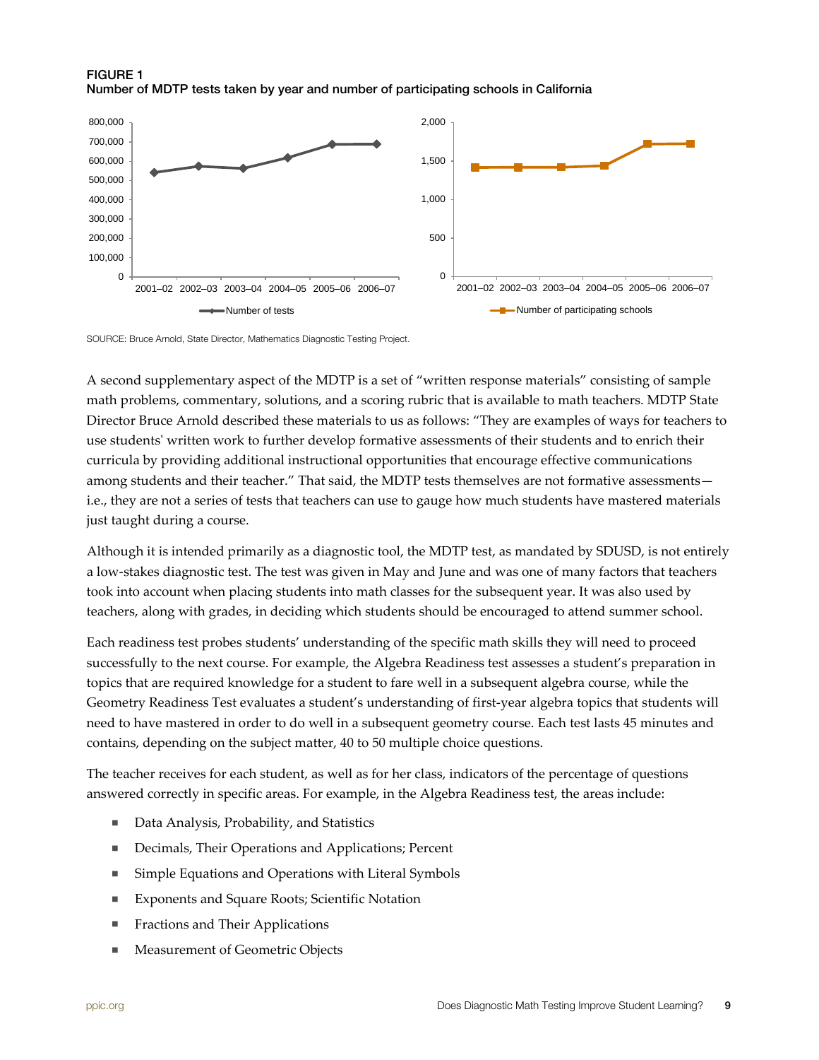**FIGURE 1**
**Number of MDTP tests taken by year and number of participating schools in California**

SOURCE: Bruce Arnold, State Director, Mathematics Diagnostic Testing Project.

A second supplementary aspect of the MDTP is a set of "written response materials" consisting of sample math problems, commentary, solutions, and a scoring rubric that is available to math teachers. MDTP State Director Bruce Arnold described these materials to us as follows: "They are examples of ways for teachers to use students' written work to further develop formative assessments of their students and to enrich their curricula by providing additional instructional opportunities that encourage effective communications among students and their teacher." That said, the MDTP tests themselves are not formative assessments—i.e., they are not a series of tests that teachers can use to gauge how much students have mastered materials just taught during a course.

Although it is intended primarily as a diagnostic tool, the MDTP test, as mandated by SDUSD, is not entirely a low-stakes diagnostic test. The test was given in May and June and was one of many factors that teachers took into account when placing students into math classes for the subsequent year. It was also used by teachers, along with grades, in deciding which students should be encouraged to attend summer school.

Each readiness test probes students' understanding of the specific math skills they will need to proceed successfully to the next course. For example, the Algebra Readiness test assesses a student's preparation in topics that are required knowledge for a student to fare well in a subsequent algebra course, while the Geometry Readiness Test evaluates a student's understanding of first-year algebra topics that students will need to have mastered in order to do well in a subsequent geometry course. Each test lasts 45 minutes and contains, depending on the subject matter, 40 to 50 multiple choice questions.

The teacher receives for each student, as well as for her class, indicators of the percentage of questions answered correctly in specific areas. For example, in the Algebra Readiness test, the areas include:

- Data Analysis, Probability, and Statistics
- Decimals, Their Operations and Applications; Percent
- Simple Equations and Operations with Literal Symbols
- Exponents and Square Roots; Scientific Notation
- Fractions and Their Applications
- Measurement of Geometric Objects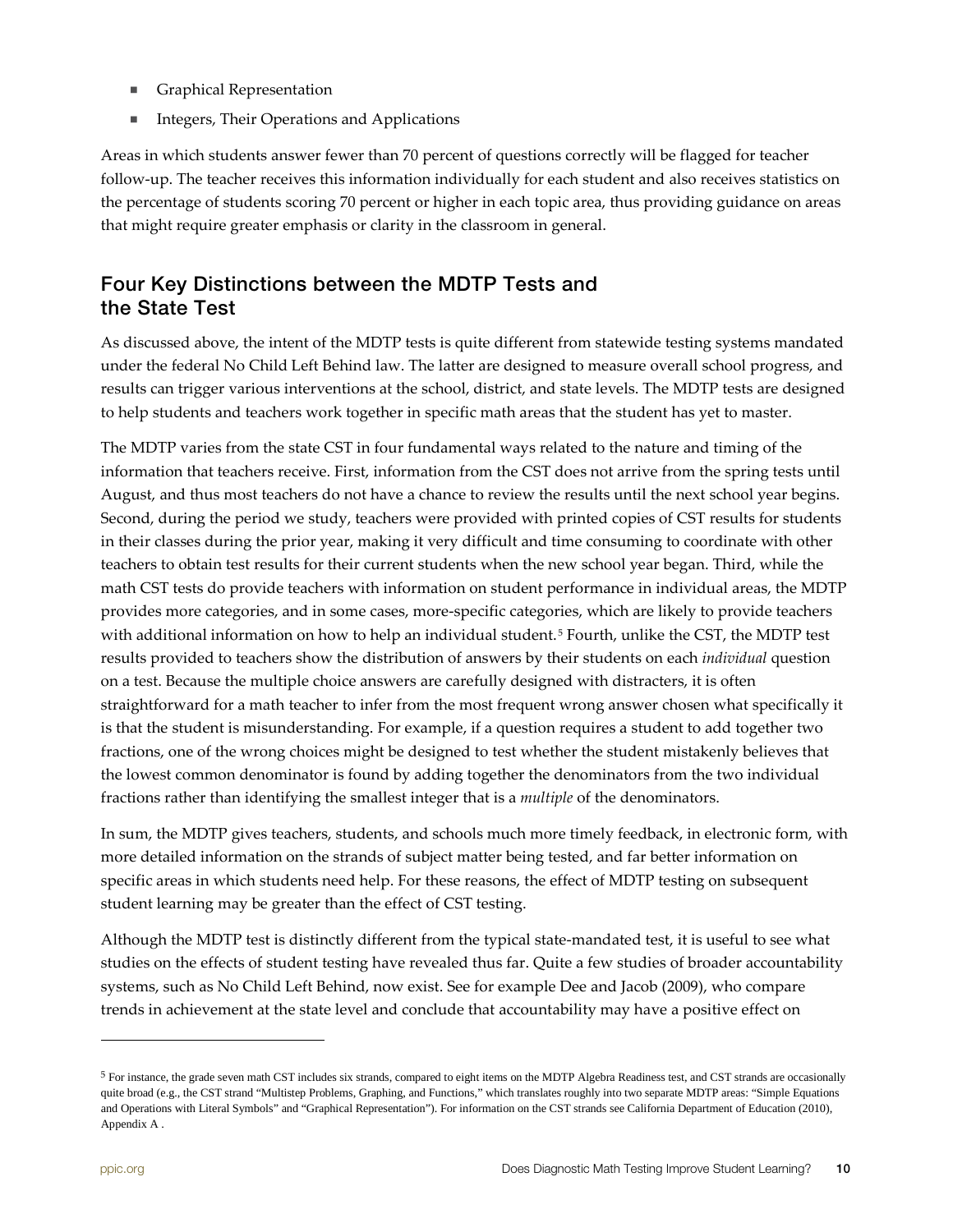- Graphical Representation
- Integers, Their Operations and Applications

Areas in which students answer fewer than 70 percent of questions correctly will be flagged for teacher follow-up. The teacher receives this information individually for each student and also receives statistics on the percentage of students scoring 70 percent or higher in each topic area, thus providing guidance on areas that might require greater emphasis or clarity in the classroom in general.

## Four Key Distinctions between the MDTP Tests and the State Test

As discussed above, the intent of the MDTP tests is quite different from statewide testing systems mandated under the federal No Child Left Behind law. The latter are designed to measure overall school progress, and results can trigger various interventions at the school, district, and state levels. The MDTP tests are designed to help students and teachers work together in specific math areas that the student has yet to master.

The MDTP varies from the state CST in four fundamental ways related to the nature and timing of the information that teachers receive. First, information from the CST does not arrive from the spring tests until August, and thus most teachers do not have a chance to review the results until the next school year begins. Second, during the period we study, teachers were provided with printed copies of CST results for students in their classes during the prior year, making it very difficult and time consuming to coordinate with other teachers to obtain test results for their current students when the new school year began. Third, while the math CST tests do provide teachers with information on student performance in individual areas, the MDTP provides more categories, and in some cases, more-specific categories, which are likely to provide teachers with additional information on how to help an individual student.[5] Fourth, unlike the CST, the MDTP test results provided to teachers show the distribution of answers by their students on each *individual* question on a test. Because the multiple choice answers are carefully designed with distracters, it is often straightforward for a math teacher to infer from the most frequent wrong answer chosen what specifically it is that the student is misunderstanding. For example, if a question requires a student to add together two fractions, one of the wrong choices might be designed to test whether the student mistakenly believes that the lowest common denominator is found by adding together the denominators from the two individual fractions rather than identifying the smallest integer that is a *multiple* of the denominators.

In sum, the MDTP gives teachers, students, and schools much more timely feedback, in electronic form, with more detailed information on the strands of subject matter being tested, and far better information on specific areas in which students need help. For these reasons, the effect of MDTP testing on subsequent student learning may be greater than the effect of CST testing.

Although the MDTP test is distinctly different from the typical state-mandated test, it is useful to see what studies on the effects of student testing have revealed thus far. Quite a few studies of broader accountability systems, such as No Child Left Behind, now exist. See for example Dee and Jacob (2009), who compare trends in achievement at the state level and conclude that accountability may have a positive effect on

---

[5] For instance, the grade seven math CST includes six strands, compared to eight items on the MDTP Algebra Readiness test, and CST strands are occasionally quite broad (e.g., the CST strand "Multistep Problems, Graphing, and Functions," which translates roughly into two separate MDTP areas: "Simple Equations and Operations with Literal Symbols" and "Graphical Representation"). For information on the CST strands see California Department of Education (2010), Appendix A .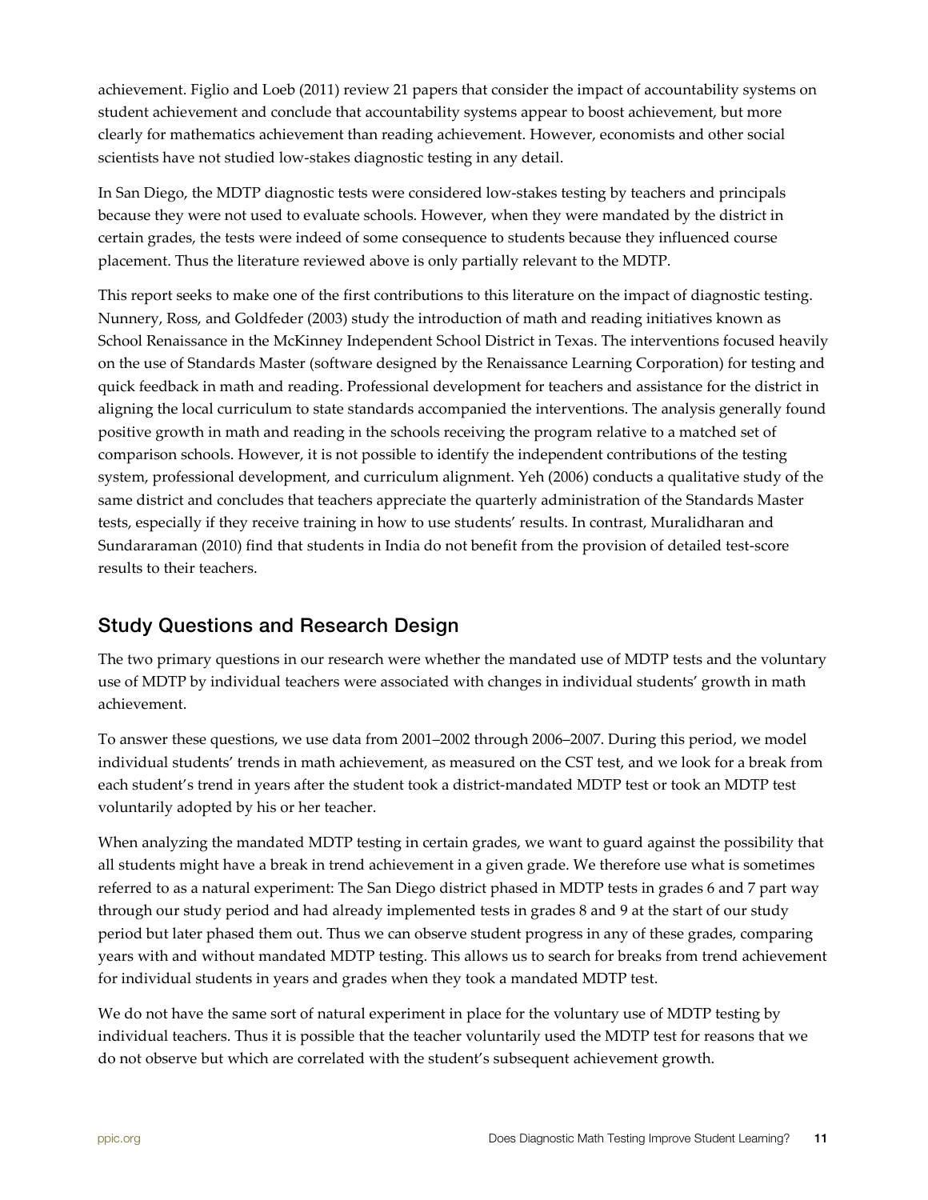achievement. Figlio and Loeb (2011) review 21 papers that consider the impact of accountability systems on student achievement and conclude that accountability systems appear to boost achievement, but more clearly for mathematics achievement than reading achievement. However, economists and other social scientists have not studied low-stakes diagnostic testing in any detail.

In San Diego, the MDTP diagnostic tests were considered low-stakes testing by teachers and principals because they were not used to evaluate schools. However, when they were mandated by the district in certain grades, the tests were indeed of some consequence to students because they influenced course placement. Thus the literature reviewed above is only partially relevant to the MDTP.

This report seeks to make one of the first contributions to this literature on the impact of diagnostic testing. Nunnery, Ross, and Goldfeder (2003) study the introduction of math and reading initiatives known as School Renaissance in the McKinney Independent School District in Texas. The interventions focused heavily on the use of Standards Master (software designed by the Renaissance Learning Corporation) for testing and quick feedback in math and reading. Professional development for teachers and assistance for the district in aligning the local curriculum to state standards accompanied the interventions. The analysis generally found positive growth in math and reading in the schools receiving the program relative to a matched set of comparison schools. However, it is not possible to identify the independent contributions of the testing system, professional development, and curriculum alignment. Yeh (2006) conducts a qualitative study of the same district and concludes that teachers appreciate the quarterly administration of the Standards Master tests, especially if they receive training in how to use students' results. In contrast, Muralidharan and Sundararaman (2010) find that students in India do not benefit from the provision of detailed test-score results to their teachers.

## Study Questions and Research Design

The two primary questions in our research were whether the mandated use of MDTP tests and the voluntary use of MDTP by individual teachers were associated with changes in individual students' growth in math achievement.

To answer these questions, we use data from 2001–2002 through 2006–2007. During this period, we model individual students' trends in math achievement, as measured on the CST test, and we look for a break from each student's trend in years after the student took a district-mandated MDTP test or took an MDTP test voluntarily adopted by his or her teacher.

When analyzing the mandated MDTP testing in certain grades, we want to guard against the possibility that all students might have a break in trend achievement in a given grade. We therefore use what is sometimes referred to as a natural experiment: The San Diego district phased in MDTP tests in grades 6 and 7 part way through our study period and had already implemented tests in grades 8 and 9 at the start of our study period but later phased them out. Thus we can observe student progress in any of these grades, comparing years with and without mandated MDTP testing. This allows us to search for breaks from trend achievement for individual students in years and grades when they took a mandated MDTP test.

We do not have the same sort of natural experiment in place for the voluntary use of MDTP testing by individual teachers. Thus it is possible that the teacher voluntarily used the MDTP test for reasons that we do not observe but which are correlated with the student's subsequent achievement growth.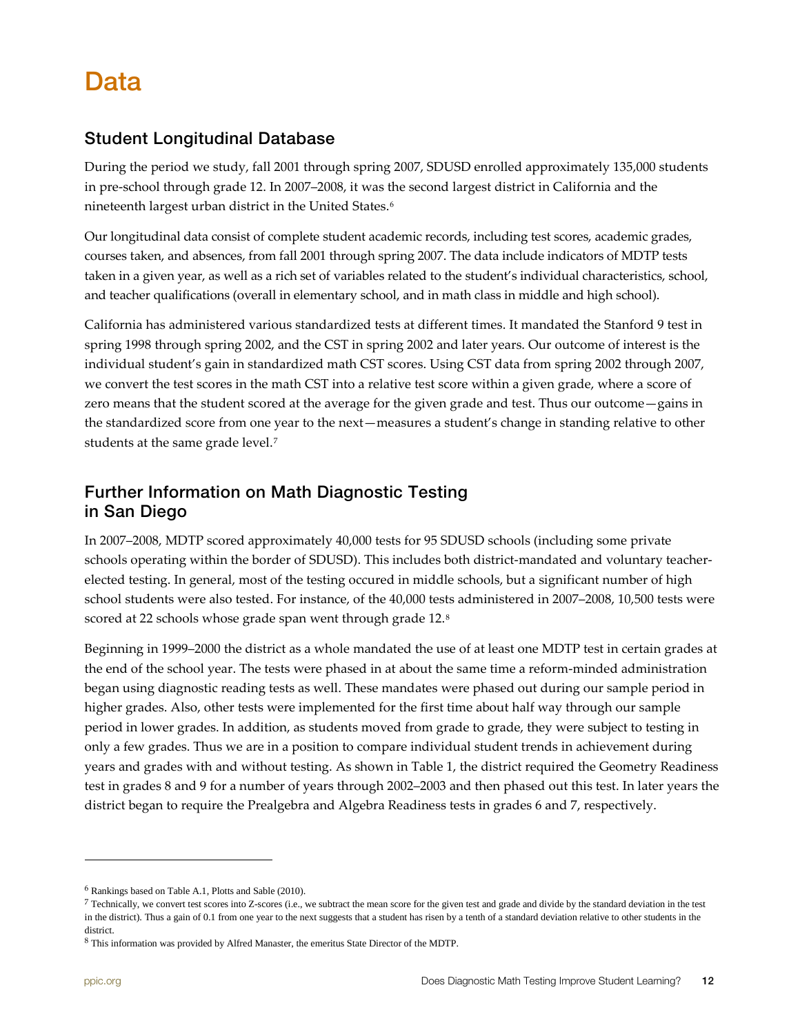# Data

## Student Longitudinal Database

During the period we study, fall 2001 through spring 2007, SDUSD enrolled approximately 135,000 students in pre-school through grade 12. In 2007–2008, it was the second largest district in California and the nineteenth largest urban district in the United States.[6]

Our longitudinal data consist of complete student academic records, including test scores, academic grades, courses taken, and absences, from fall 2001 through spring 2007. The data include indicators of MDTP tests taken in a given year, as well as a rich set of variables related to the student's individual characteristics, school, and teacher qualifications (overall in elementary school, and in math class in middle and high school).

California has administered various standardized tests at different times. It mandated the Stanford 9 test in spring 1998 through spring 2002, and the CST in spring 2002 and later years. Our outcome of interest is the individual student's gain in standardized math CST scores. Using CST data from spring 2002 through 2007, we convert the test scores in the math CST into a relative test score within a given grade, where a score of zero means that the student scored at the average for the given grade and test. Thus our outcome—gains in the standardized score from one year to the next—measures a student's change in standing relative to other students at the same grade level.[7]

## Further Information on Math Diagnostic Testing in San Diego

In 2007–2008, MDTP scored approximately 40,000 tests for 95 SDUSD schools (including some private schools operating within the border of SDUSD). This includes both district-mandated and voluntary teacher-elected testing. In general, most of the testing occured in middle schools, but a significant number of high school students were also tested. For instance, of the 40,000 tests administered in 2007–2008, 10,500 tests were scored at 22 schools whose grade span went through grade 12.[8]

Beginning in 1999–2000 the district as a whole mandated the use of at least one MDTP test in certain grades at the end of the school year. The tests were phased in at about the same time a reform-minded administration began using diagnostic reading tests as well. These mandates were phased out during our sample period in higher grades. Also, other tests were implemented for the first time about half way through our sample period in lower grades. In addition, as students moved from grade to grade, they were subject to testing in only a few grades. Thus we are in a position to compare individual student trends in achievement during years and grades with and without testing. As shown in Table 1, the district required the Geometry Readiness test in grades 8 and 9 for a number of years through 2002–2003 and then phased out this test. In later years the district began to require the Prealgebra and Algebra Readiness tests in grades 6 and 7, respectively.

---

[6] Rankings based on Table A.1, Plotts and Sable (2010).

[7] Technically, we convert test scores into Z-scores (i.e., we subtract the mean score for the given test and grade and divide by the standard deviation in the test in the district). Thus a gain of 0.1 from one year to the next suggests that a student has risen by a tenth of a standard deviation relative to other students in the district.

[8] This information was provided by Alfred Manaster, the emeritus State Director of the MDTP.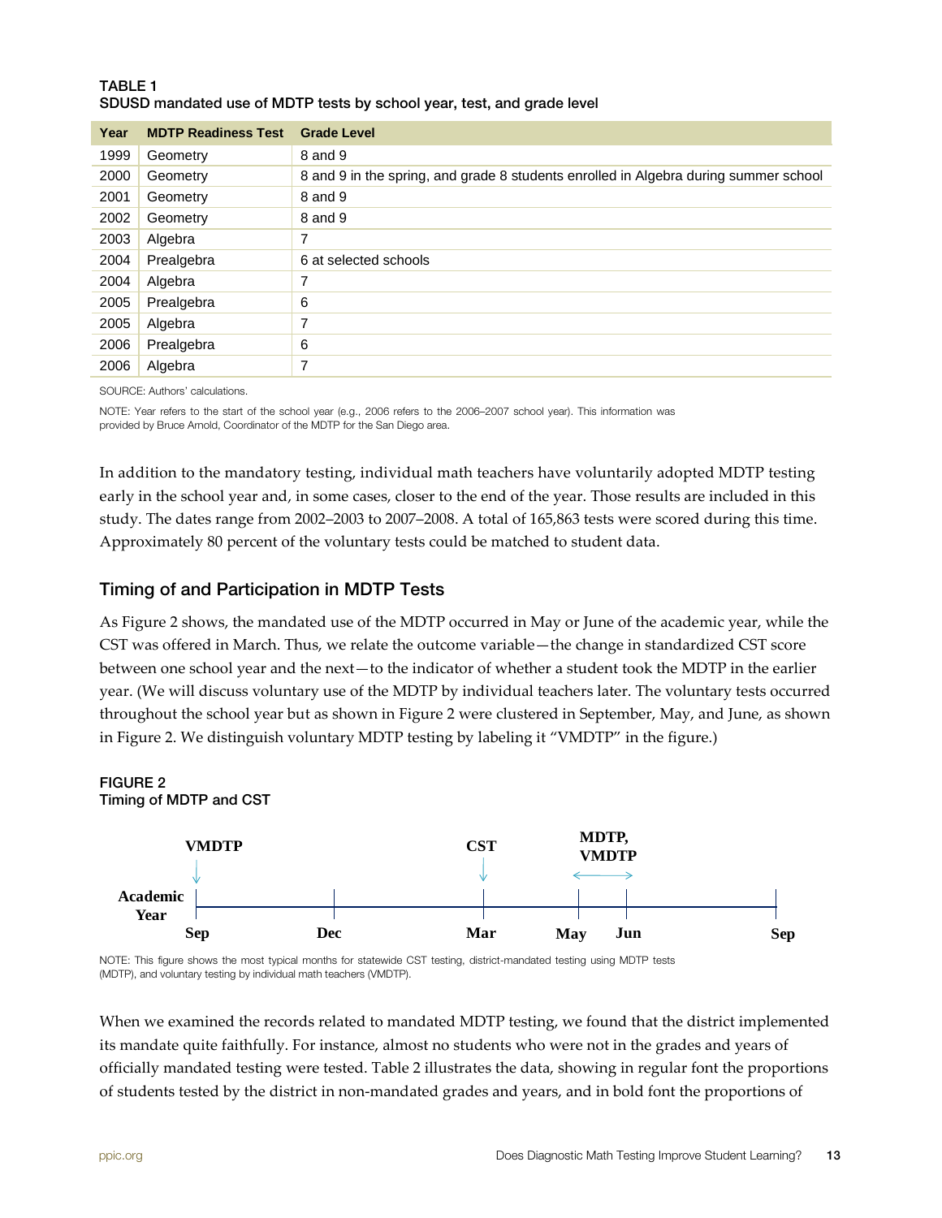**TABLE 1**
**SDUSD mandated use of MDTP tests by school year, test, and grade level**

| Year | MDTP Readiness Test | Grade Level |
|---|---|---|
| 1999 | Geometry | 8 and 9 |
| 2000 | Geometry | 8 and 9 in the spring, and grade 8 students enrolled in Algebra during summer school |
| 2001 | Geometry | 8 and 9 |
| 2002 | Geometry | 8 and 9 |
| 2003 | Algebra | 7 |
| 2004 | Prealgebra | 6 at selected schools |
| 2004 | Algebra | 7 |
| 2005 | Prealgebra | 6 |
| 2005 | Algebra | 7 |
| 2006 | Prealgebra | 6 |
| 2006 | Algebra | 7 |

SOURCE: Authors' calculations.

NOTE: Year refers to the start of the school year (e.g., 2006 refers to the 2006–2007 school year). This information was provided by Bruce Arnold, Coordinator of the MDTP for the San Diego area.

In addition to the mandatory testing, individual math teachers have voluntarily adopted MDTP testing early in the school year and, in some cases, closer to the end of the year. Those results are included in this study. The dates range from 2002–2003 to 2007–2008. A total of 165,863 tests were scored during this time. Approximately 80 percent of the voluntary tests could be matched to student data.

## Timing of and Participation in MDTP Tests

As Figure 2 shows, the mandated use of the MDTP occurred in May or June of the academic year, while the CST was offered in March. Thus, we relate the outcome variable—the change in standardized CST score between one school year and the next—to the indicator of whether a student took the MDTP in the earlier year. (We will discuss voluntary use of the MDTP by individual teachers later. The voluntary tests occurred throughout the school year but as shown in Figure 2 were clustered in September, May, and June, as shown in Figure 2. We distinguish voluntary MDTP testing by labeling it "VMDTP" in the figure.)

**FIGURE 2**
**Timing of MDTP and CST**

| Academic Year | Sep | Dec | Mar | May | Jun | Sep |
|---|---|---|---|---|---|---|
| | VMDTP | | CST | MDTP, VMDTP (May–Jun) | | |

NOTE: This figure shows the most typical months for statewide CST testing, district-mandated testing using MDTP tests (MDTP), and voluntary testing by individual math teachers (VMDTP).

When we examined the records related to mandated MDTP testing, we found that the district implemented its mandate quite faithfully. For instance, almost no students who were not in the grades and years of officially mandated testing were tested. Table 2 illustrates the data, showing in regular font the proportions of students tested by the district in non-mandated grades and years, and in bold font the proportions of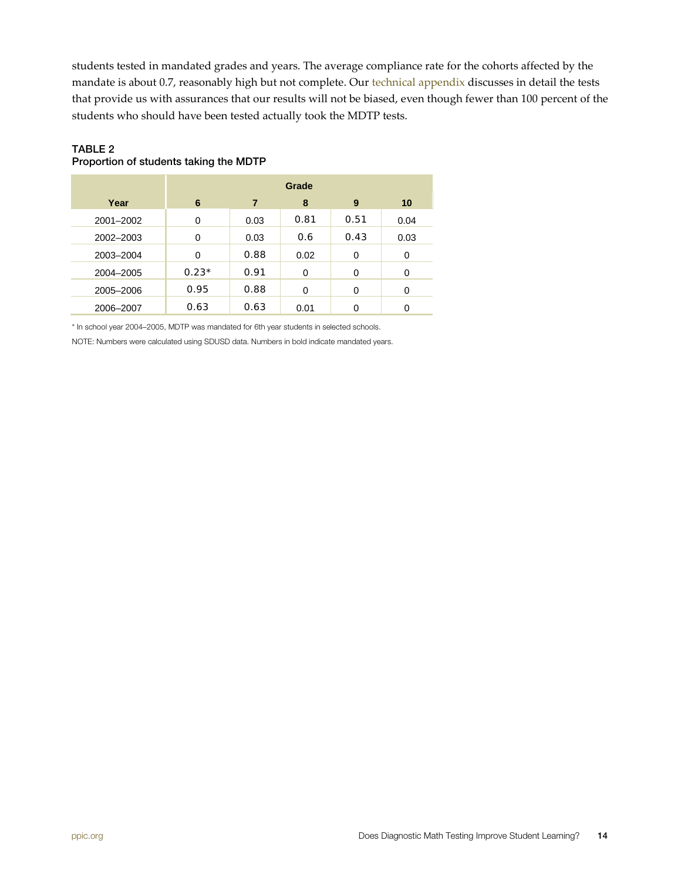students tested in mandated grades and years. The average compliance rate for the cohorts affected by the mandate is about 0.7, reasonably high but not complete. Our technical appendix discusses in detail the tests that provide us with assurances that our results will not be biased, even though fewer than 100 percent of the students who should have been tested actually took the MDTP tests.

**TABLE 2**
**Proportion of students taking the MDTP**

| Year | Grade 6 | Grade 7 | Grade 8 | Grade 9 | Grade 10 |
|---|---|---|---|---|---|
| 2001–2002 | 0 | 0.03 | 0.81 | 0.51 | 0.04 |
| 2002–2003 | 0 | 0.03 | 0.6 | 0.43 | 0.03 |
| 2003–2004 | 0 | 0.88 | 0.02 | 0 | 0 |
| 2004–2005 | 0.23* | 0.91 | 0 | 0 | 0 |
| 2005–2006 | 0.95 | 0.88 | 0 | 0 | 0 |
| 2006–2007 | 0.63 | 0.63 | 0.01 | 0 | 0 |

\* In school year 2004–2005, MDTP was mandated for 6th year students in selected schools.

NOTE: Numbers were calculated using SDUSD data. Numbers in bold indicate mandated years.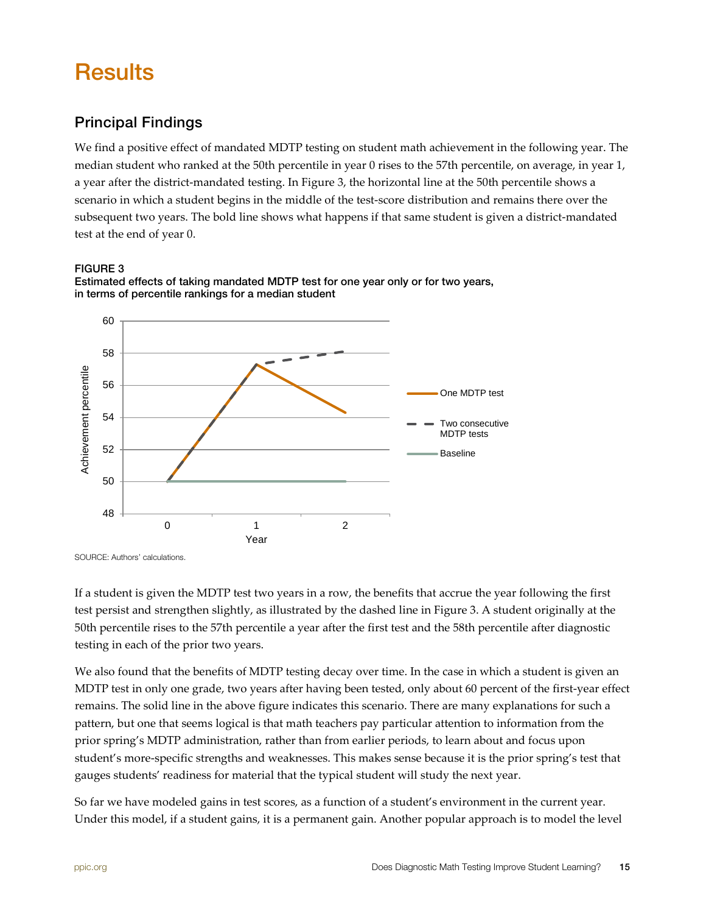# Results

## Principal Findings

We find a positive effect of mandated MDTP testing on student math achievement in the following year. The median student who ranked at the 50th percentile in year 0 rises to the 57th percentile, on average, in year 1, a year after the district-mandated testing. In Figure 3, the horizontal line at the 50th percentile shows a scenario in which a student begins in the middle of the test-score distribution and remains there over the subsequent two years. The bold line shows what happens if that same student is given a district-mandated test at the end of year 0.

**FIGURE 3**
**Estimated effects of taking mandated MDTP test for one year only or for two years, in terms of percentile rankings for a median student**

SOURCE: Authors' calculations.

If a student is given the MDTP test two years in a row, the benefits that accrue the year following the first test persist and strengthen slightly, as illustrated by the dashed line in Figure 3. A student originally at the 50th percentile rises to the 57th percentile a year after the first test and the 58th percentile after diagnostic testing in each of the prior two years.

We also found that the benefits of MDTP testing decay over time. In the case in which a student is given an MDTP test in only one grade, two years after having been tested, only about 60 percent of the first-year effect remains. The solid line in the above figure indicates this scenario. There are many explanations for such a pattern, but one that seems logical is that math teachers pay particular attention to information from the prior spring's MDTP administration, rather than from earlier periods, to learn about and focus upon student's more-specific strengths and weaknesses. This makes sense because it is the prior spring's test that gauges students' readiness for material that the typical student will study the next year.

So far we have modeled gains in test scores, as a function of a student's environment in the current year. Under this model, if a student gains, it is a permanent gain. Another popular approach is to model the level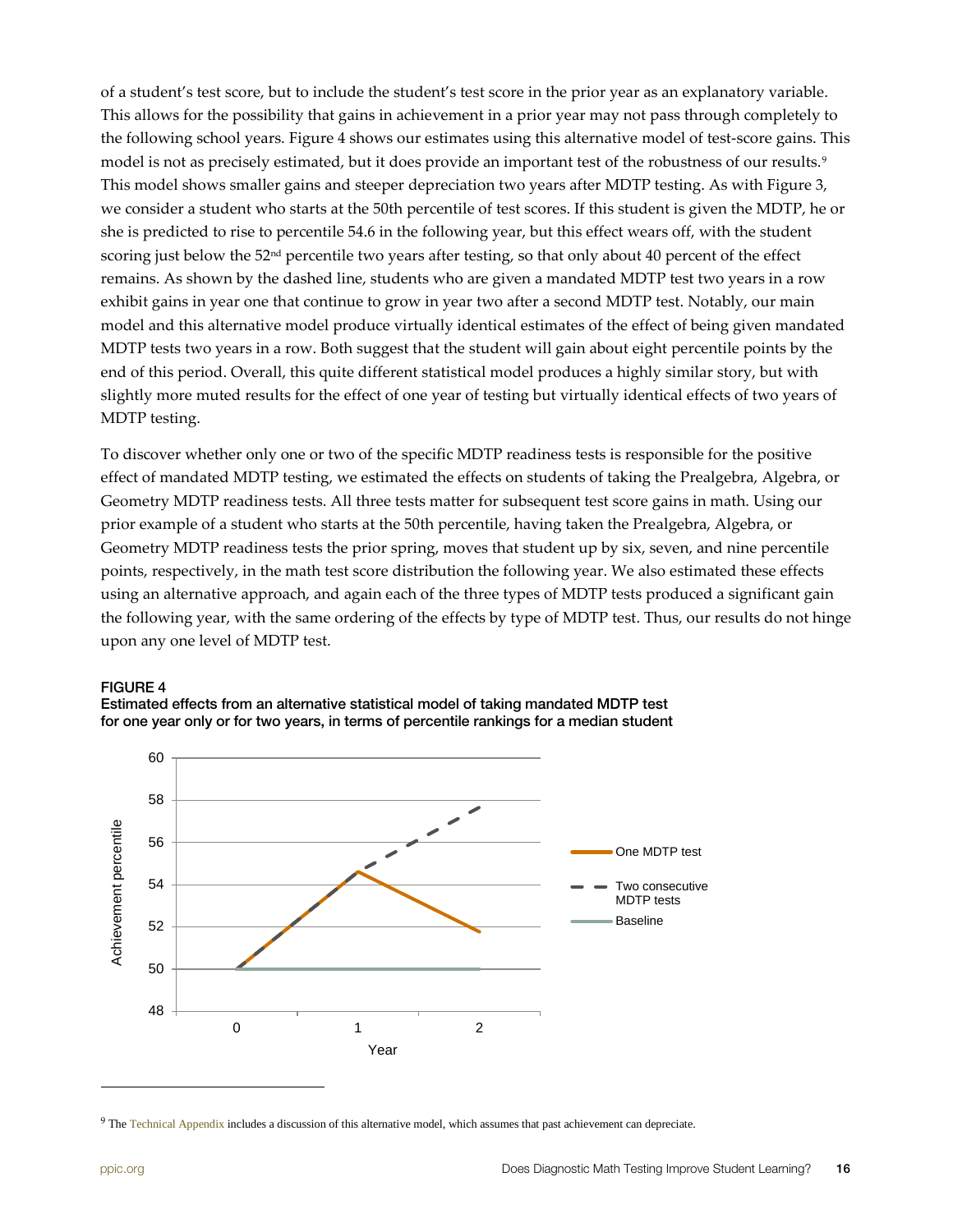of a student's test score, but to include the student's test score in the prior year as an explanatory variable. This allows for the possibility that gains in achievement in a prior year may not pass through completely to the following school years. Figure 4 shows our estimates using this alternative model of test-score gains. This model is not as precisely estimated, but it does provide an important test of the robustness of our results.[9] This model shows smaller gains and steeper depreciation two years after MDTP testing. As with Figure 3, we consider a student who starts at the 50th percentile of test scores. If this student is given the MDTP, he or she is predicted to rise to percentile 54.6 in the following year, but this effect wears off, with the student scoring just below the 52nd percentile two years after testing, so that only about 40 percent of the effect remains. As shown by the dashed line, students who are given a mandated MDTP test two years in a row exhibit gains in year one that continue to grow in year two after a second MDTP test. Notably, our main model and this alternative model produce virtually identical estimates of the effect of being given mandated MDTP tests two years in a row. Both suggest that the student will gain about eight percentile points by the end of this period. Overall, this quite different statistical model produces a highly similar story, but with slightly more muted results for the effect of one year of testing but virtually identical effects of two years of MDTP testing.

To discover whether only one or two of the specific MDTP readiness tests is responsible for the positive effect of mandated MDTP testing, we estimated the effects on students of taking the Prealgebra, Algebra, or Geometry MDTP readiness tests. All three tests matter for subsequent test score gains in math. Using our prior example of a student who starts at the 50th percentile, having taken the Prealgebra, Algebra, or Geometry MDTP readiness tests the prior spring, moves that student up by six, seven, and nine percentile points, respectively, in the math test score distribution the following year. We also estimated these effects using an alternative approach, and again each of the three types of MDTP tests produced a significant gain the following year, with the same ordering of the effects by type of MDTP test. Thus, our results do not hinge upon any one level of MDTP test.

**FIGURE 4**
**Estimated effects from an alternative statistical model of taking mandated MDTP test for one year only or for two years, in terms of percentile rankings for a median student**

[9] The Technical Appendix includes a discussion of this alternative model, which assumes that past achievement can depreciate.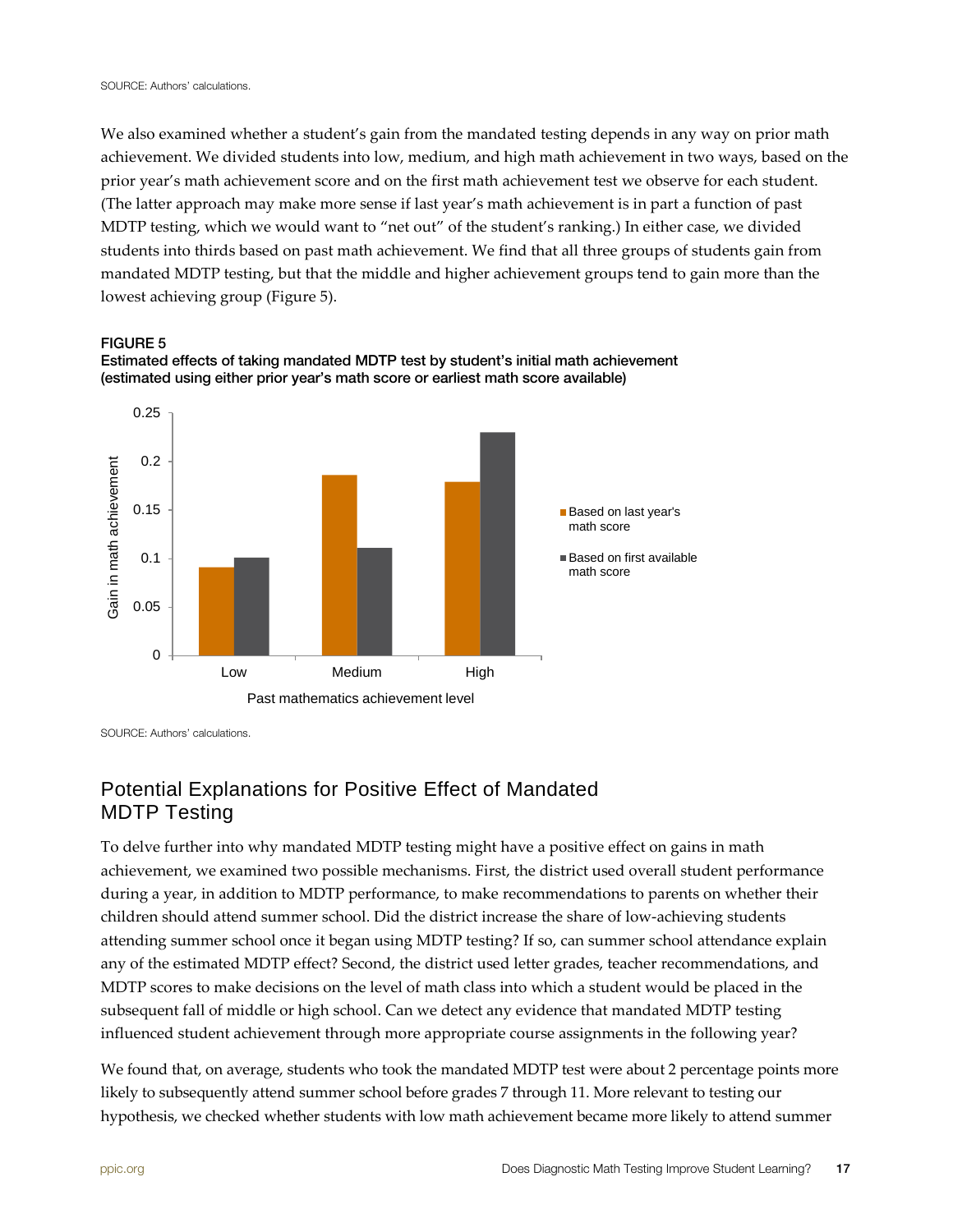SOURCE: Authors' calculations.

We also examined whether a student's gain from the mandated testing depends in any way on prior math achievement. We divided students into low, medium, and high math achievement in two ways, based on the prior year's math achievement score and on the first math achievement test we observe for each student. (The latter approach may make more sense if last year's math achievement is in part a function of past MDTP testing, which we would want to "net out" of the student's ranking.) In either case, we divided students into thirds based on past math achievement. We find that all three groups of students gain from mandated MDTP testing, but that the middle and higher achievement groups tend to gain more than the lowest achieving group (Figure 5).

**FIGURE 5**
**Estimated effects of taking mandated MDTP test by student's initial math achievement (estimated using either prior year's math score or earliest math score available)**

SOURCE: Authors' calculations.

## Potential Explanations for Positive Effect of Mandated MDTP Testing

To delve further into why mandated MDTP testing might have a positive effect on gains in math achievement, we examined two possible mechanisms. First, the district used overall student performance during a year, in addition to MDTP performance, to make recommendations to parents on whether their children should attend summer school. Did the district increase the share of low-achieving students attending summer school once it began using MDTP testing? If so, can summer school attendance explain any of the estimated MDTP effect? Second, the district used letter grades, teacher recommendations, and MDTP scores to make decisions on the level of math class into which a student would be placed in the subsequent fall of middle or high school. Can we detect any evidence that mandated MDTP testing influenced student achievement through more appropriate course assignments in the following year?

We found that, on average, students who took the mandated MDTP test were about 2 percentage points more likely to subsequently attend summer school before grades 7 through 11. More relevant to testing our hypothesis, we checked whether students with low math achievement became more likely to attend summer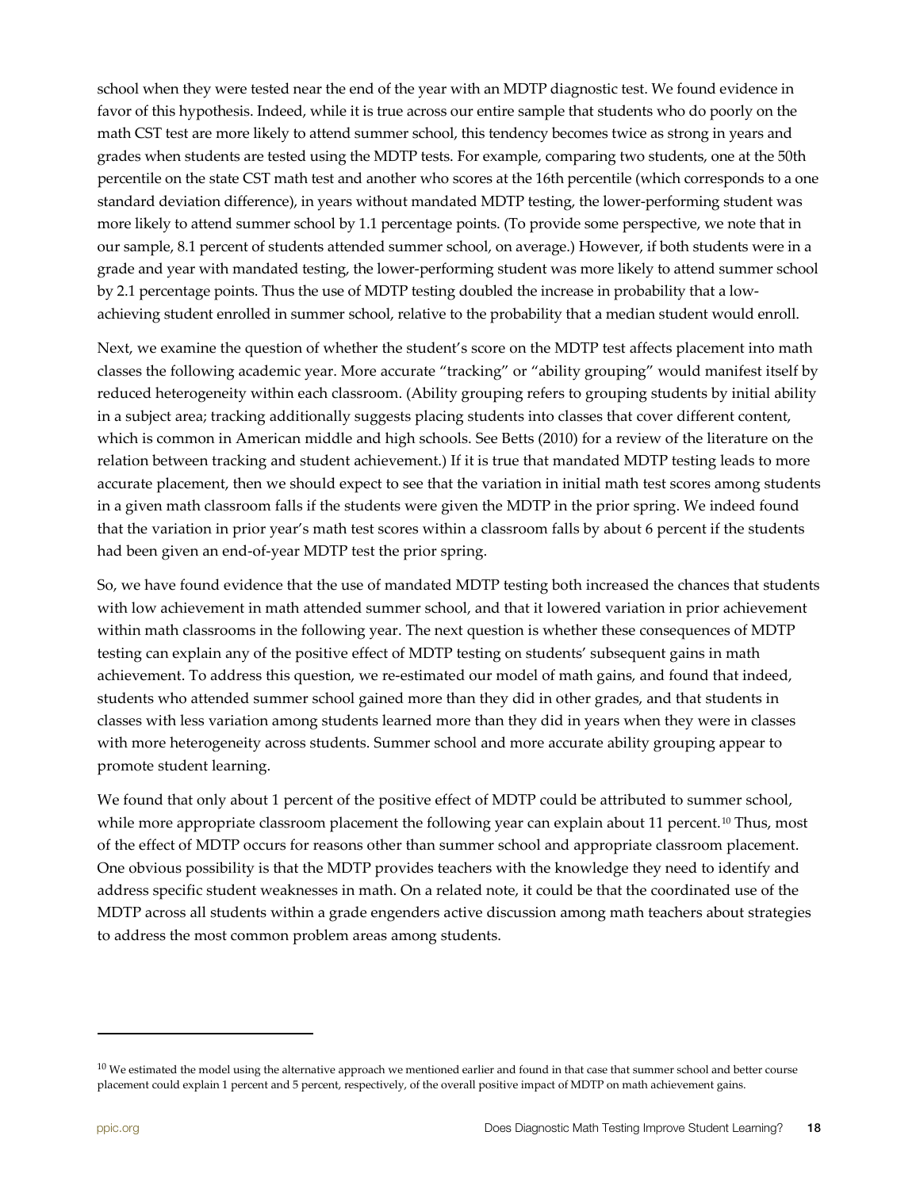school when they were tested near the end of the year with an MDTP diagnostic test. We found evidence in favor of this hypothesis. Indeed, while it is true across our entire sample that students who do poorly on the math CST test are more likely to attend summer school, this tendency becomes twice as strong in years and grades when students are tested using the MDTP tests. For example, comparing two students, one at the 50th percentile on the state CST math test and another who scores at the 16th percentile (which corresponds to a one standard deviation difference), in years without mandated MDTP testing, the lower-performing student was more likely to attend summer school by 1.1 percentage points. (To provide some perspective, we note that in our sample, 8.1 percent of students attended summer school, on average.) However, if both students were in a grade and year with mandated testing, the lower-performing student was more likely to attend summer school by 2.1 percentage points. Thus the use of MDTP testing doubled the increase in probability that a low-achieving student enrolled in summer school, relative to the probability that a median student would enroll.

Next, we examine the question of whether the student's score on the MDTP test affects placement into math classes the following academic year. More accurate "tracking" or "ability grouping" would manifest itself by reduced heterogeneity within each classroom. (Ability grouping refers to grouping students by initial ability in a subject area; tracking additionally suggests placing students into classes that cover different content, which is common in American middle and high schools. See Betts (2010) for a review of the literature on the relation between tracking and student achievement.) If it is true that mandated MDTP testing leads to more accurate placement, then we should expect to see that the variation in initial math test scores among students in a given math classroom falls if the students were given the MDTP in the prior spring. We indeed found that the variation in prior year's math test scores within a classroom falls by about 6 percent if the students had been given an end-of-year MDTP test the prior spring.

So, we have found evidence that the use of mandated MDTP testing both increased the chances that students with low achievement in math attended summer school, and that it lowered variation in prior achievement within math classrooms in the following year. The next question is whether these consequences of MDTP testing can explain any of the positive effect of MDTP testing on students' subsequent gains in math achievement. To address this question, we re-estimated our model of math gains, and found that indeed, students who attended summer school gained more than they did in other grades, and that students in classes with less variation among students learned more than they did in years when they were in classes with more heterogeneity across students. Summer school and more accurate ability grouping appear to promote student learning.

We found that only about 1 percent of the positive effect of MDTP could be attributed to summer school, while more appropriate classroom placement the following year can explain about 11 percent.[10] Thus, most of the effect of MDTP occurs for reasons other than summer school and appropriate classroom placement. One obvious possibility is that the MDTP provides teachers with the knowledge they need to identify and address specific student weaknesses in math. On a related note, it could be that the coordinated use of the MDTP across all students within a grade engenders active discussion among math teachers about strategies to address the most common problem areas among students.

---

[10] We estimated the model using the alternative approach we mentioned earlier and found in that case that summer school and better course placement could explain 1 percent and 5 percent, respectively, of the overall positive impact of MDTP on math achievement gains.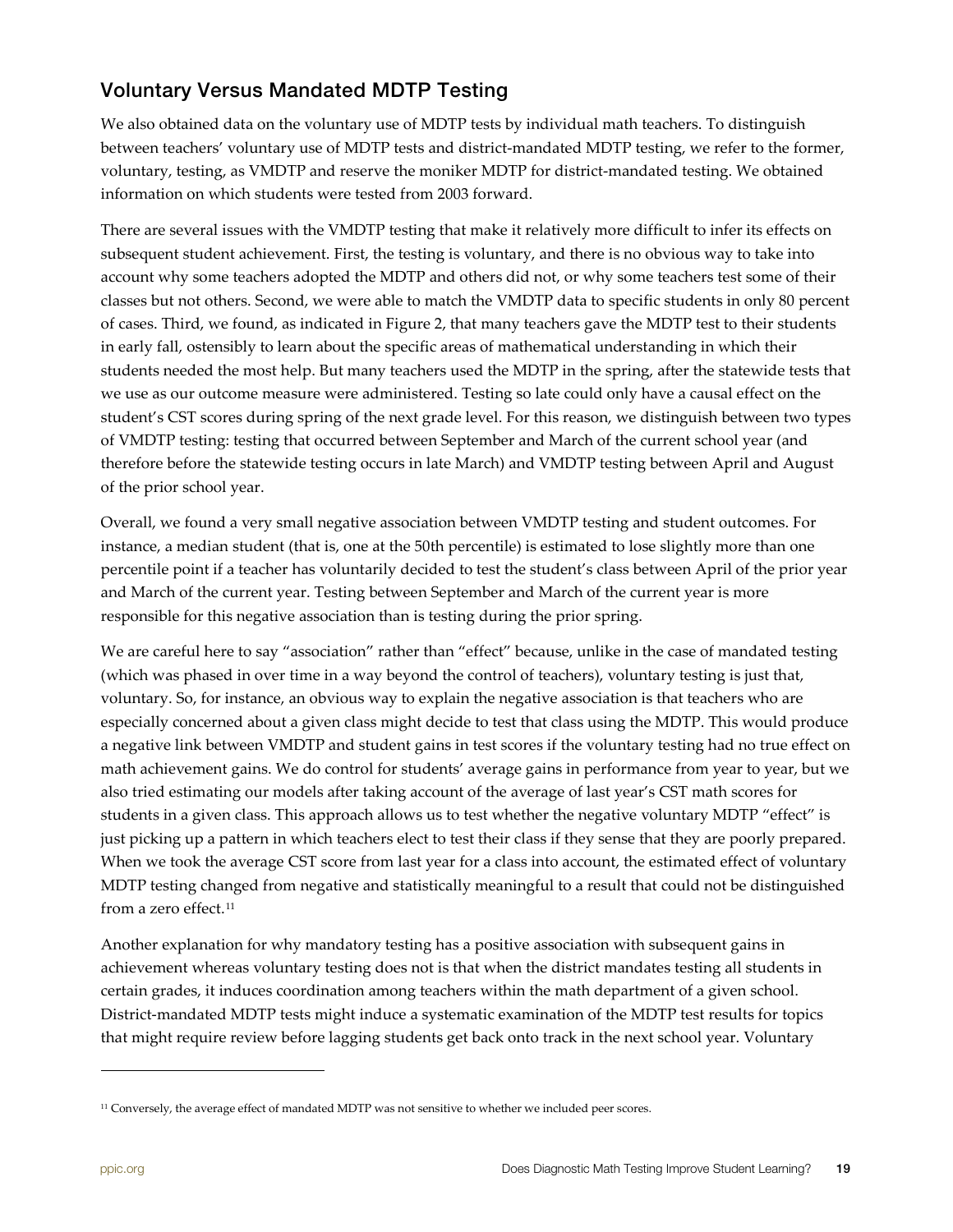## Voluntary Versus Mandated MDTP Testing

We also obtained data on the voluntary use of MDTP tests by individual math teachers. To distinguish between teachers' voluntary use of MDTP tests and district-mandated MDTP testing, we refer to the former, voluntary, testing, as VMDTP and reserve the moniker MDTP for district-mandated testing. We obtained information on which students were tested from 2003 forward.

There are several issues with the VMDTP testing that make it relatively more difficult to infer its effects on subsequent student achievement. First, the testing is voluntary, and there is no obvious way to take into account why some teachers adopted the MDTP and others did not, or why some teachers test some of their classes but not others. Second, we were able to match the VMDTP data to specific students in only 80 percent of cases. Third, we found, as indicated in Figure 2, that many teachers gave the MDTP test to their students in early fall, ostensibly to learn about the specific areas of mathematical understanding in which their students needed the most help. But many teachers used the MDTP in the spring, after the statewide tests that we use as our outcome measure were administered. Testing so late could only have a causal effect on the student's CST scores during spring of the next grade level. For this reason, we distinguish between two types of VMDTP testing: testing that occurred between September and March of the current school year (and therefore before the statewide testing occurs in late March) and VMDTP testing between April and August of the prior school year.

Overall, we found a very small negative association between VMDTP testing and student outcomes. For instance, a median student (that is, one at the 50th percentile) is estimated to lose slightly more than one percentile point if a teacher has voluntarily decided to test the student's class between April of the prior year and March of the current year. Testing between September and March of the current year is more responsible for this negative association than is testing during the prior spring.

We are careful here to say "association" rather than "effect" because, unlike in the case of mandated testing (which was phased in over time in a way beyond the control of teachers), voluntary testing is just that, voluntary. So, for instance, an obvious way to explain the negative association is that teachers who are especially concerned about a given class might decide to test that class using the MDTP. This would produce a negative link between VMDTP and student gains in test scores if the voluntary testing had no true effect on math achievement gains. We do control for students' average gains in performance from year to year, but we also tried estimating our models after taking account of the average of last year's CST math scores for students in a given class. This approach allows us to test whether the negative voluntary MDTP "effect" is just picking up a pattern in which teachers elect to test their class if they sense that they are poorly prepared. When we took the average CST score from last year for a class into account, the estimated effect of voluntary MDTP testing changed from negative and statistically meaningful to a result that could not be distinguished from a zero effect.[11]

Another explanation for why mandatory testing has a positive association with subsequent gains in achievement whereas voluntary testing does not is that when the district mandates testing all students in certain grades, it induces coordination among teachers within the math department of a given school. District-mandated MDTP tests might induce a systematic examination of the MDTP test results for topics that might require review before lagging students get back onto track in the next school year. Voluntary

---

[11] Conversely, the average effect of mandated MDTP was not sensitive to whether we included peer scores.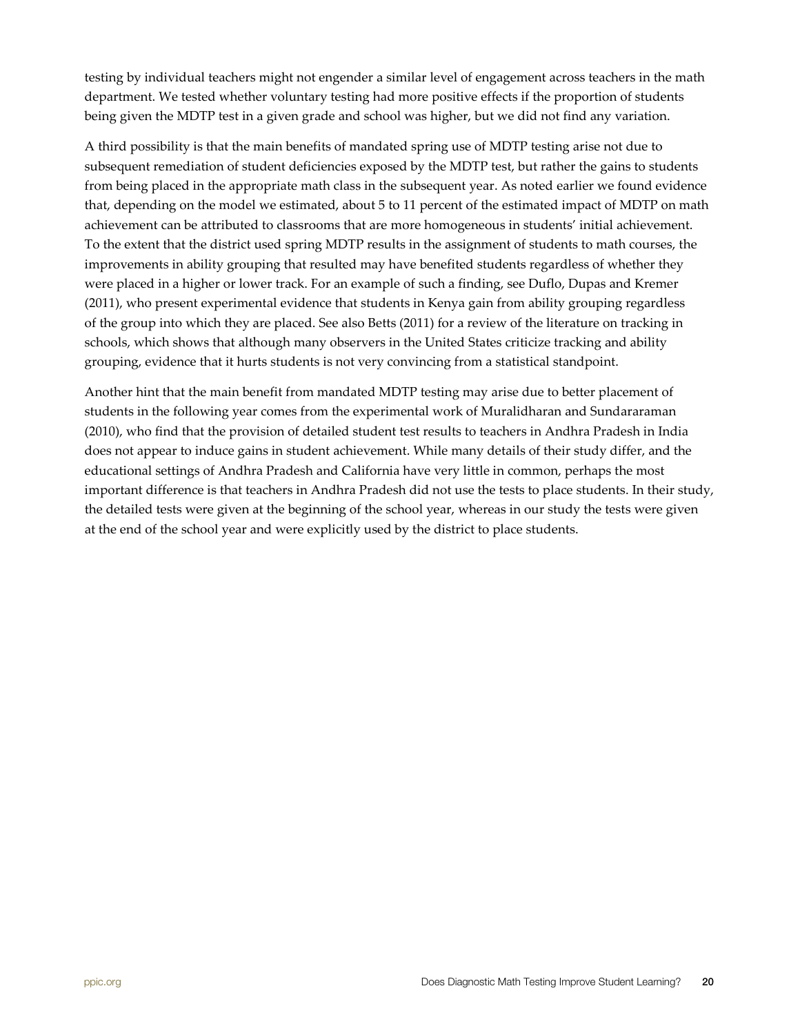testing by individual teachers might not engender a similar level of engagement across teachers in the math department. We tested whether voluntary testing had more positive effects if the proportion of students being given the MDTP test in a given grade and school was higher, but we did not find any variation.

A third possibility is that the main benefits of mandated spring use of MDTP testing arise not due to subsequent remediation of student deficiencies exposed by the MDTP test, but rather the gains to students from being placed in the appropriate math class in the subsequent year. As noted earlier we found evidence that, depending on the model we estimated, about 5 to 11 percent of the estimated impact of MDTP on math achievement can be attributed to classrooms that are more homogeneous in students' initial achievement. To the extent that the district used spring MDTP results in the assignment of students to math courses, the improvements in ability grouping that resulted may have benefited students regardless of whether they were placed in a higher or lower track. For an example of such a finding, see Duflo, Dupas and Kremer (2011), who present experimental evidence that students in Kenya gain from ability grouping regardless of the group into which they are placed. See also Betts (2011) for a review of the literature on tracking in schools, which shows that although many observers in the United States criticize tracking and ability grouping, evidence that it hurts students is not very convincing from a statistical standpoint.

Another hint that the main benefit from mandated MDTP testing may arise due to better placement of students in the following year comes from the experimental work of Muralidharan and Sundararaman (2010), who find that the provision of detailed student test results to teachers in Andhra Pradesh in India does not appear to induce gains in student achievement. While many details of their study differ, and the educational settings of Andhra Pradesh and California have very little in common, perhaps the most important difference is that teachers in Andhra Pradesh did not use the tests to place students. In their study, the detailed tests were given at the beginning of the school year, whereas in our study the tests were given at the end of the school year and were explicitly used by the district to place students.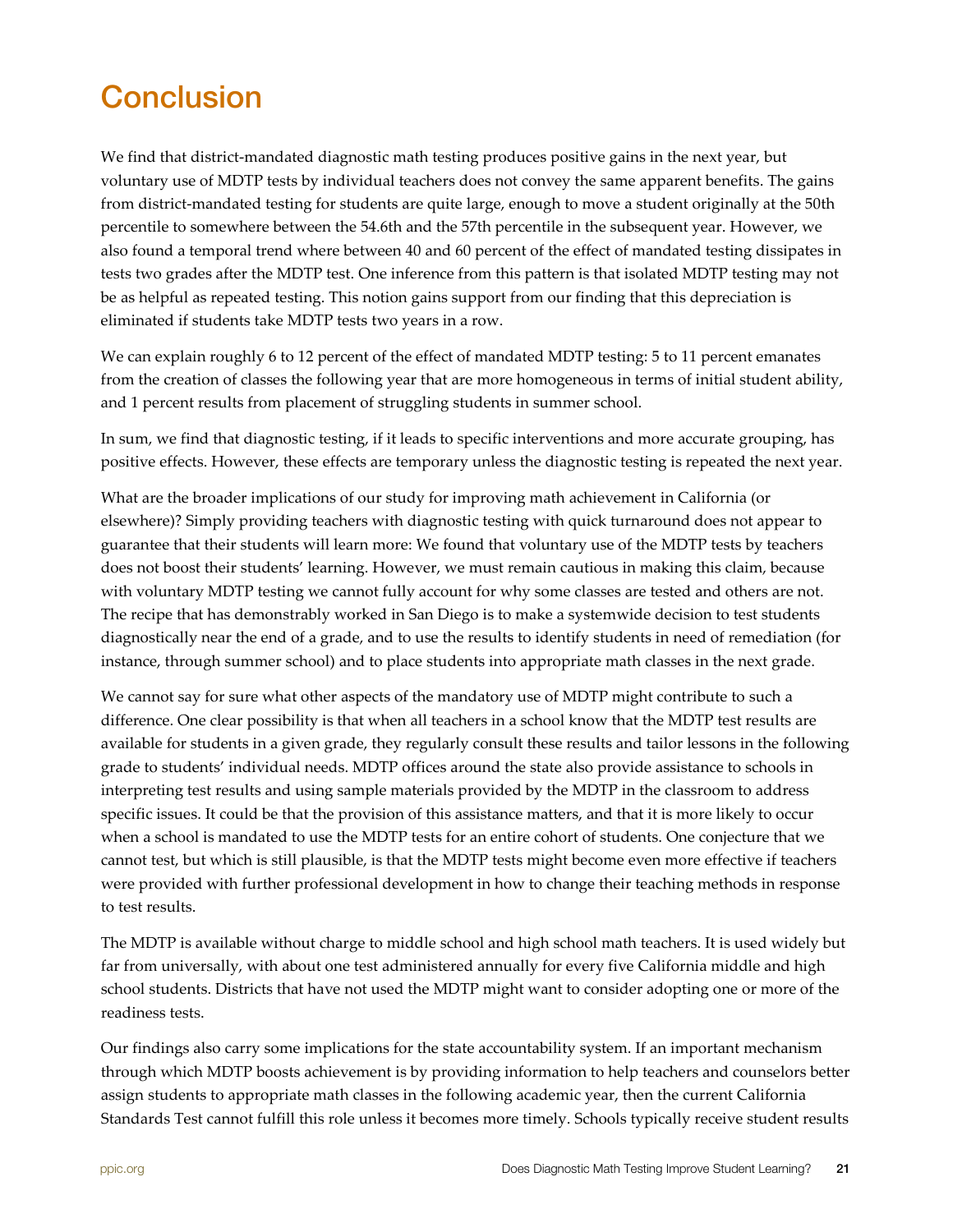# Conclusion

We find that district-mandated diagnostic math testing produces positive gains in the next year, but voluntary use of MDTP tests by individual teachers does not convey the same apparent benefits. The gains from district-mandated testing for students are quite large, enough to move a student originally at the 50th percentile to somewhere between the 54.6th and the 57th percentile in the subsequent year. However, we also found a temporal trend where between 40 and 60 percent of the effect of mandated testing dissipates in tests two grades after the MDTP test. One inference from this pattern is that isolated MDTP testing may not be as helpful as repeated testing. This notion gains support from our finding that this depreciation is eliminated if students take MDTP tests two years in a row.

We can explain roughly 6 to 12 percent of the effect of mandated MDTP testing: 5 to 11 percent emanates from the creation of classes the following year that are more homogeneous in terms of initial student ability, and 1 percent results from placement of struggling students in summer school.

In sum, we find that diagnostic testing, if it leads to specific interventions and more accurate grouping, has positive effects. However, these effects are temporary unless the diagnostic testing is repeated the next year.

What are the broader implications of our study for improving math achievement in California (or elsewhere)? Simply providing teachers with diagnostic testing with quick turnaround does not appear to guarantee that their students will learn more: We found that voluntary use of the MDTP tests by teachers does not boost their students' learning. However, we must remain cautious in making this claim, because with voluntary MDTP testing we cannot fully account for why some classes are tested and others are not. The recipe that has demonstrably worked in San Diego is to make a systemwide decision to test students diagnostically near the end of a grade, and to use the results to identify students in need of remediation (for instance, through summer school) and to place students into appropriate math classes in the next grade.

We cannot say for sure what other aspects of the mandatory use of MDTP might contribute to such a difference. One clear possibility is that when all teachers in a school know that the MDTP test results are available for students in a given grade, they regularly consult these results and tailor lessons in the following grade to students' individual needs. MDTP offices around the state also provide assistance to schools in interpreting test results and using sample materials provided by the MDTP in the classroom to address specific issues. It could be that the provision of this assistance matters, and that it is more likely to occur when a school is mandated to use the MDTP tests for an entire cohort of students. One conjecture that we cannot test, but which is still plausible, is that the MDTP tests might become even more effective if teachers were provided with further professional development in how to change their teaching methods in response to test results.

The MDTP is available without charge to middle school and high school math teachers. It is used widely but far from universally, with about one test administered annually for every five California middle and high school students. Districts that have not used the MDTP might want to consider adopting one or more of the readiness tests.

Our findings also carry some implications for the state accountability system. If an important mechanism through which MDTP boosts achievement is by providing information to help teachers and counselors better assign students to appropriate math classes in the following academic year, then the current California Standards Test cannot fulfill this role unless it becomes more timely. Schools typically receive student results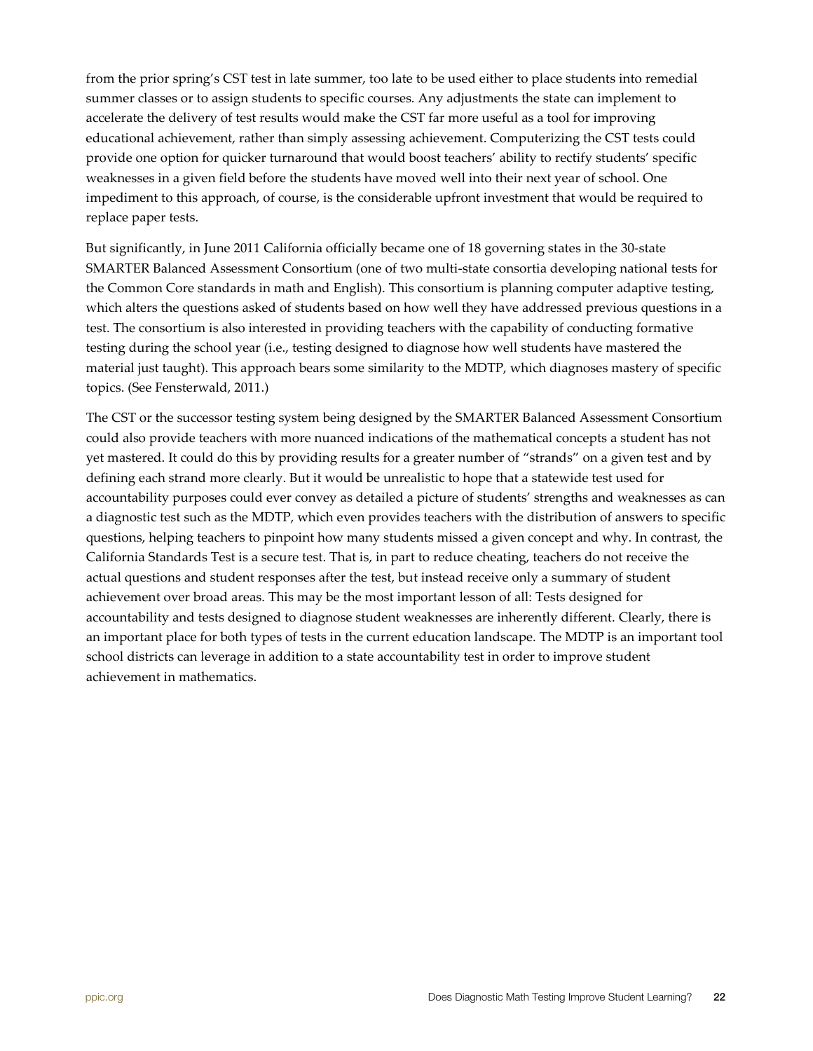from the prior spring's CST test in late summer, too late to be used either to place students into remedial summer classes or to assign students to specific courses. Any adjustments the state can implement to accelerate the delivery of test results would make the CST far more useful as a tool for improving educational achievement, rather than simply assessing achievement. Computerizing the CST tests could provide one option for quicker turnaround that would boost teachers' ability to rectify students' specific weaknesses in a given field before the students have moved well into their next year of school. One impediment to this approach, of course, is the considerable upfront investment that would be required to replace paper tests.

But significantly, in June 2011 California officially became one of 18 governing states in the 30-state SMARTER Balanced Assessment Consortium (one of two multi-state consortia developing national tests for the Common Core standards in math and English). This consortium is planning computer adaptive testing, which alters the questions asked of students based on how well they have addressed previous questions in a test. The consortium is also interested in providing teachers with the capability of conducting formative testing during the school year (i.e., testing designed to diagnose how well students have mastered the material just taught). This approach bears some similarity to the MDTP, which diagnoses mastery of specific topics. (See Fensterwald, 2011.)

The CST or the successor testing system being designed by the SMARTER Balanced Assessment Consortium could also provide teachers with more nuanced indications of the mathematical concepts a student has not yet mastered. It could do this by providing results for a greater number of "strands" on a given test and by defining each strand more clearly. But it would be unrealistic to hope that a statewide test used for accountability purposes could ever convey as detailed a picture of students' strengths and weaknesses as can a diagnostic test such as the MDTP, which even provides teachers with the distribution of answers to specific questions, helping teachers to pinpoint how many students missed a given concept and why. In contrast, the California Standards Test is a secure test. That is, in part to reduce cheating, teachers do not receive the actual questions and student responses after the test, but instead receive only a summary of student achievement over broad areas. This may be the most important lesson of all: Tests designed for accountability and tests designed to diagnose student weaknesses are inherently different. Clearly, there is an important place for both types of tests in the current education landscape. The MDTP is an important tool school districts can leverage in addition to a state accountability test in order to improve student achievement in mathematics.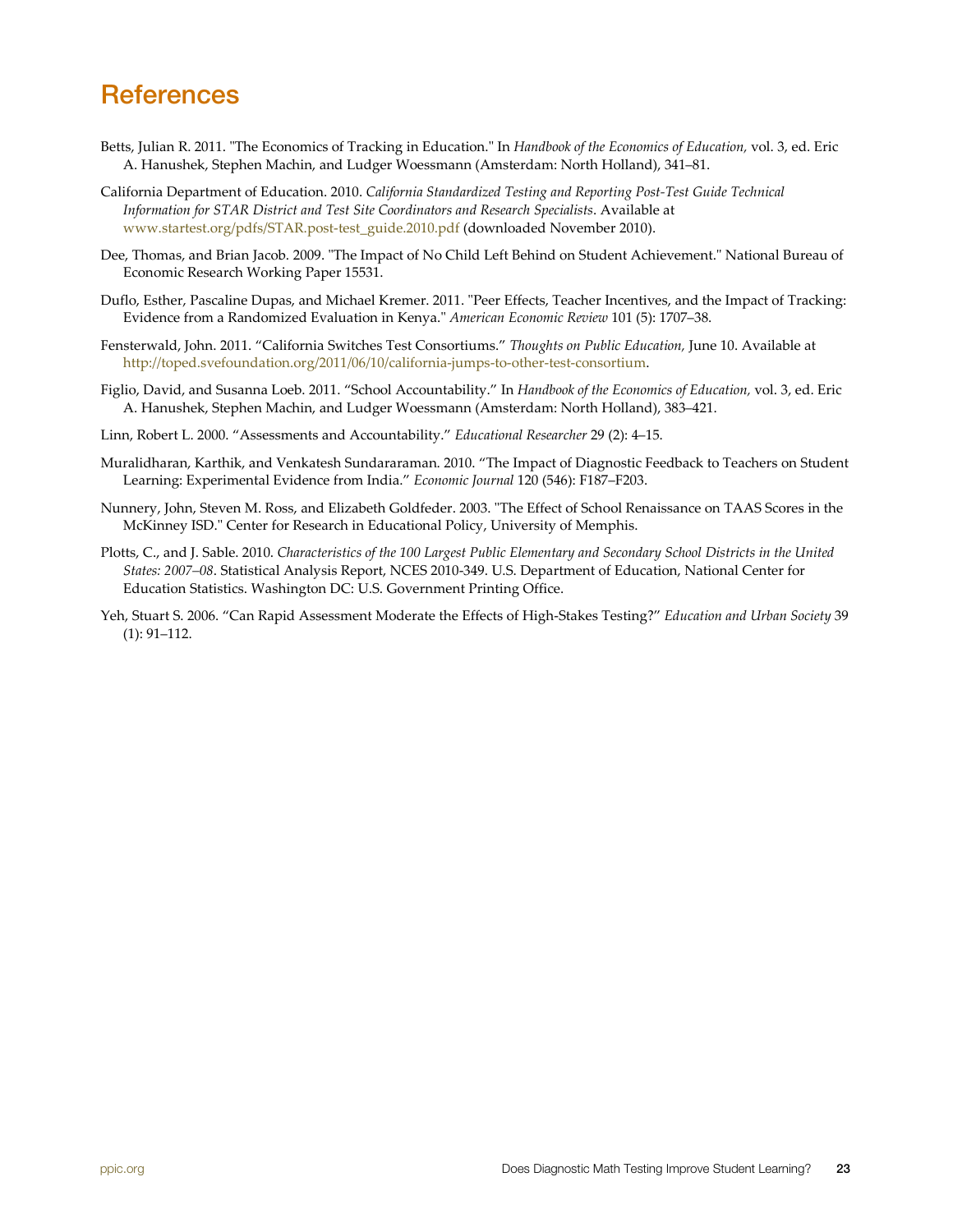# References

Betts, Julian R. 2011. "The Economics of Tracking in Education." In *Handbook of the Economics of Education,* vol. 3, ed. Eric A. Hanushek, Stephen Machin, and Ludger Woessmann (Amsterdam: North Holland), 341–81.

California Department of Education. 2010. *California Standardized Testing and Reporting Post-Test Guide Technical Information for STAR District and Test Site Coordinators and Research Specialists*. Available at www.startest.org/pdfs/STAR.post-test_guide.2010.pdf (downloaded November 2010).

Dee, Thomas, and Brian Jacob. 2009. "The Impact of No Child Left Behind on Student Achievement." National Bureau of Economic Research Working Paper 15531.

Duflo, Esther, Pascaline Dupas, and Michael Kremer. 2011. "Peer Effects, Teacher Incentives, and the Impact of Tracking: Evidence from a Randomized Evaluation in Kenya." *American Economic Review* 101 (5): 1707–38.

Fensterwald, John. 2011. "California Switches Test Consortiums." *Thoughts on Public Education,* June 10. Available at http://toped.svefoundation.org/2011/06/10/california-jumps-to-other-test-consortium.

Figlio, David, and Susanna Loeb. 2011. "School Accountability." In *Handbook of the Economics of Education,* vol. 3, ed. Eric A. Hanushek, Stephen Machin, and Ludger Woessmann (Amsterdam: North Holland), 383–421.

Linn, Robert L. 2000. "Assessments and Accountability." *Educational Researcher* 29 (2): 4–15.

Muralidharan, Karthik, and Venkatesh Sundararaman. 2010. "The Impact of Diagnostic Feedback to Teachers on Student Learning: Experimental Evidence from India." *Economic Journal* 120 (546): F187–F203.

Nunnery, John, Steven M. Ross, and Elizabeth Goldfeder. 2003. "The Effect of School Renaissance on TAAS Scores in the McKinney ISD." Center for Research in Educational Policy, University of Memphis.

Plotts, C., and J. Sable. 2010. *Characteristics of the 100 Largest Public Elementary and Secondary School Districts in the United States: 2007–08*. Statistical Analysis Report, NCES 2010-349. U.S. Department of Education, National Center for Education Statistics. Washington DC: U.S. Government Printing Office.

Yeh, Stuart S. 2006. "Can Rapid Assessment Moderate the Effects of High-Stakes Testing?" *Education and Urban Society* 39 (1): 91–112.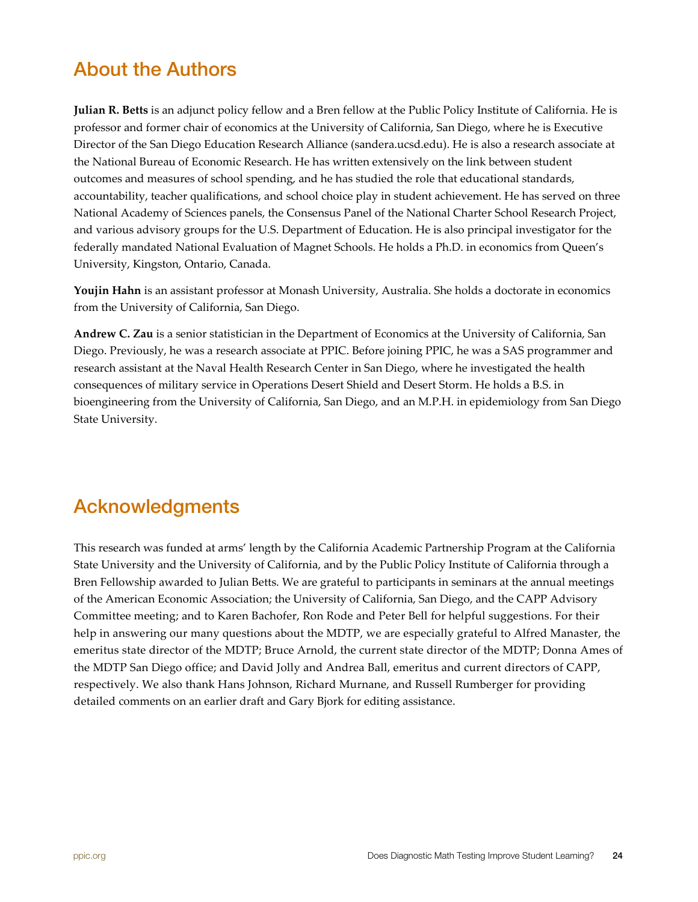## About the Authors

**Julian R. Betts** is an adjunct policy fellow and a Bren fellow at the Public Policy Institute of California. He is professor and former chair of economics at the University of California, San Diego, where he is Executive Director of the San Diego Education Research Alliance (sandera.ucsd.edu). He is also a research associate at the National Bureau of Economic Research. He has written extensively on the link between student outcomes and measures of school spending, and he has studied the role that educational standards, accountability, teacher qualifications, and school choice play in student achievement. He has served on three National Academy of Sciences panels, the Consensus Panel of the National Charter School Research Project, and various advisory groups for the U.S. Department of Education. He is also principal investigator for the federally mandated National Evaluation of Magnet Schools. He holds a Ph.D. in economics from Queen's University, Kingston, Ontario, Canada.

**Youjin Hahn** is an assistant professor at Monash University, Australia. She holds a doctorate in economics from the University of California, San Diego.

**Andrew C. Zau** is a senior statistician in the Department of Economics at the University of California, San Diego. Previously, he was a research associate at PPIC. Before joining PPIC, he was a SAS programmer and research assistant at the Naval Health Research Center in San Diego, where he investigated the health consequences of military service in Operations Desert Shield and Desert Storm. He holds a B.S. in bioengineering from the University of California, San Diego, and an M.P.H. in epidemiology from San Diego State University.

## Acknowledgments

This research was funded at arms' length by the California Academic Partnership Program at the California State University and the University of California, and by the Public Policy Institute of California through a Bren Fellowship awarded to Julian Betts. We are grateful to participants in seminars at the annual meetings of the American Economic Association; the University of California, San Diego, and the CAPP Advisory Committee meeting; and to Karen Bachofer, Ron Rode and Peter Bell for helpful suggestions. For their help in answering our many questions about the MDTP, we are especially grateful to Alfred Manaster, the emeritus state director of the MDTP; Bruce Arnold, the current state director of the MDTP; Donna Ames of the MDTP San Diego office; and David Jolly and Andrea Ball, emeritus and current directors of CAPP, respectively. We also thank Hans Johnson, Richard Murnane, and Russell Rumberger for providing detailed comments on an earlier draft and Gary Bjork for editing assistance.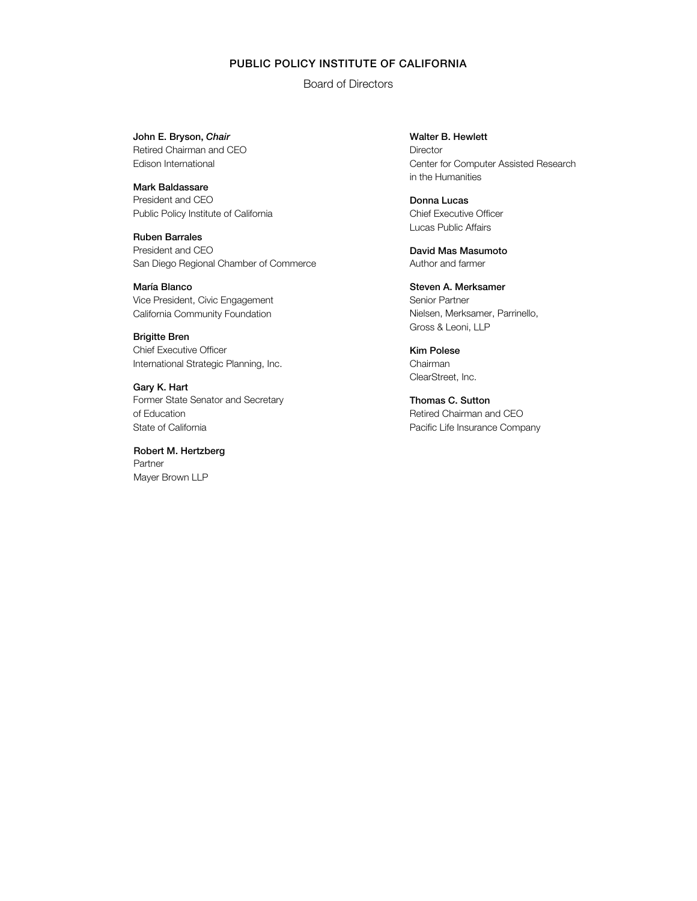# PUBLIC POLICY INSTITUTE OF CALIFORNIA

## Board of Directors

**John E. Bryson,** ***Chair***
Retired Chairman and CEO
Edison International

**Mark Baldassare**
President and CEO
Public Policy Institute of California

**Ruben Barrales**
President and CEO
San Diego Regional Chamber of Commerce

**María Blanco**
Vice President, Civic Engagement
California Community Foundation

**Brigitte Bren**
Chief Executive Officer
International Strategic Planning, Inc.

**Gary K. Hart**
Former State Senator and Secretary of Education
State of California

**Robert M. Hertzberg**
Partner
Mayer Brown LLP

**Walter B. Hewlett**
Director
Center for Computer Assisted Research in the Humanities

**Donna Lucas**
Chief Executive Officer
Lucas Public Affairs

**David Mas Masumoto**
Author and farmer

**Steven A. Merksamer**
Senior Partner
Nielsen, Merksamer, Parrinello, Gross & Leoni, LLP

**Kim Polese**
Chairman
ClearStreet, Inc.

**Thomas C. Sutton**
Retired Chairman and CEO
Pacific Life Insurance Company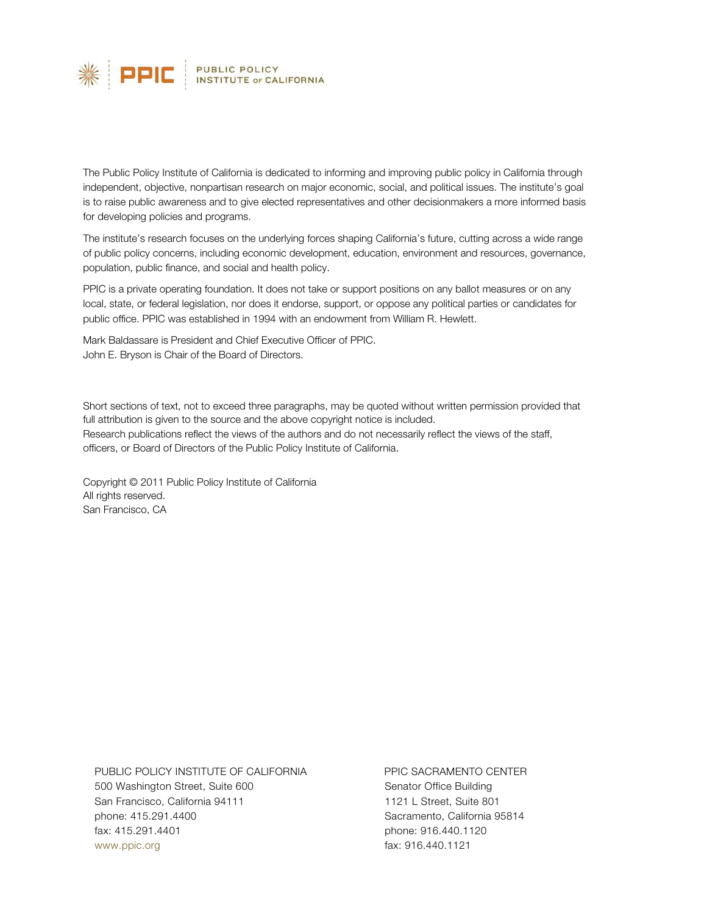PPIC | PUBLIC POLICY INSTITUTE OF CALIFORNIA

The Public Policy Institute of California is dedicated to informing and improving public policy in California through independent, objective, nonpartisan research on major economic, social, and political issues. The institute's goal is to raise public awareness and to give elected representatives and other decisionmakers a more informed basis for developing policies and programs.

The institute's research focuses on the underlying forces shaping California's future, cutting across a wide range of public policy concerns, including economic development, education, environment and resources, governance, population, public finance, and social and health policy.

PPIC is a private operating foundation. It does not take or support positions on any ballot measures or on any local, state, or federal legislation, nor does it endorse, support, or oppose any political parties or candidates for public office. PPIC was established in 1994 with an endowment from William R. Hewlett.

Mark Baldassare is President and Chief Executive Officer of PPIC.
John E. Bryson is Chair of the Board of Directors.

Short sections of text, not to exceed three paragraphs, may be quoted without written permission provided that full attribution is given to the source and the above copyright notice is included.
Research publications reflect the views of the authors and do not necessarily reflect the views of the staff, officers, or Board of Directors of the Public Policy Institute of California.

Copyright © 2011 Public Policy Institute of California
All rights reserved.
San Francisco, CA

PUBLIC POLICY INSTITUTE OF CALIFORNIA
500 Washington Street, Suite 600
San Francisco, California 94111
phone: 415.291.4400
fax: 415.291.4401
www.ppic.org

PPIC SACRAMENTO CENTER
Senator Office Building
1121 L Street, Suite 801
Sacramento, California 95814
phone: 916.440.1120
fax: 916.440.1121